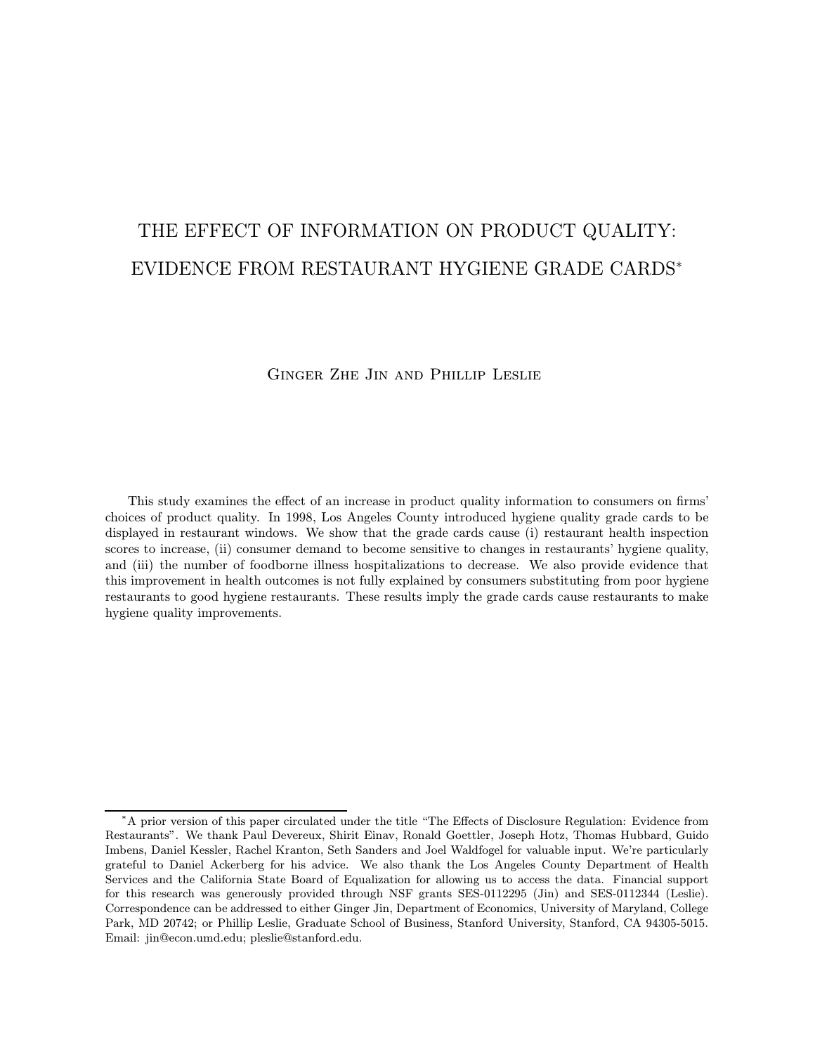# THE EFFECT OF INFORMATION ON PRODUCT QUALITY: EVIDENCE FROM RESTAURANT HYGIENE GRADE CARDS*

Ginger Zhe Jin and Phillip Leslie

This study examines the effect of an increase in product quality information to consumers on firms' choices of product quality. In 1998, Los Angeles County introduced hygiene quality grade cards to be displayed in restaurant windows. We show that the grade cards cause (i) restaurant health inspection scores to increase, (ii) consumer demand to become sensitive to changes in restaurants' hygiene quality, and (iii) the number of foodborne illness hospitalizations to decrease. We also provide evidence that this improvement in health outcomes is not fully explained by consumers substituting from poor hygiene restaurants to good hygiene restaurants. These results imply the grade cards cause restaurants to make hygiene quality improvements.

---

*A prior version of this paper circulated under the title "The Effects of Disclosure Regulation: Evidence from Restaurants". We thank Paul Devereux, Shirit Einav, Ronald Goettler, Joseph Hotz, Thomas Hubbard, Guido Imbens, Daniel Kessler, Rachel Kranton, Seth Sanders and Joel Waldfogel for valuable input. We're particularly grateful to Daniel Ackerberg for his advice. We also thank the Los Angeles County Department of Health Services and the California State Board of Equalization for allowing us to access the data. Financial support for this research was generously provided through NSF grants SES-0112295 (Jin) and SES-0112344 (Leslie). Correspondence can be addressed to either Ginger Jin, Department of Economics, University of Maryland, College Park, MD 20742; or Phillip Leslie, Graduate School of Business, Stanford University, Stanford, CA 94305-5015. Email: jin@econ.umd.edu; pleslie@stanford.edu.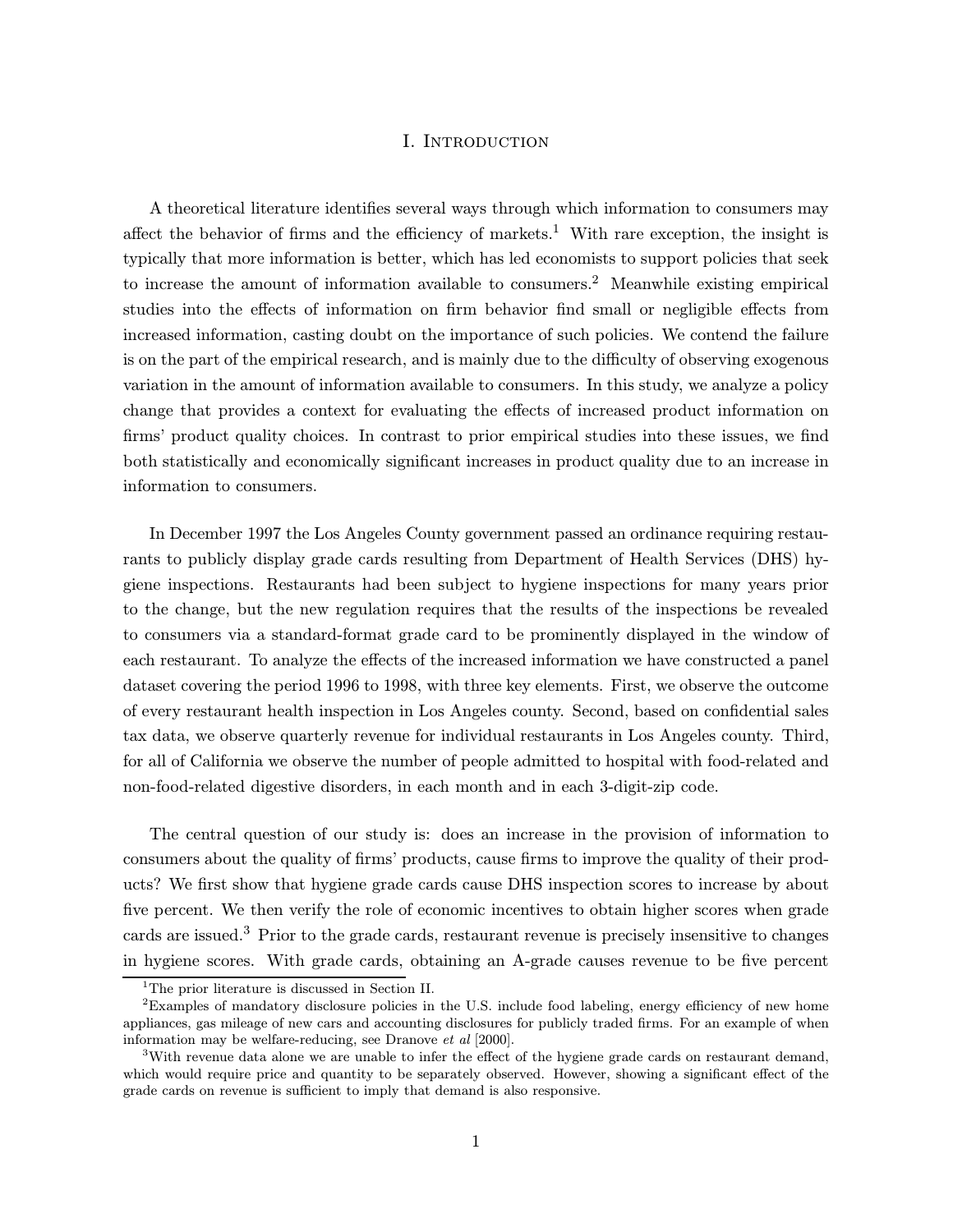# I. Introduction

A theoretical literature identifies several ways through which information to consumers may affect the behavior of firms and the efficiency of markets.[1] With rare exception, the insight is typically that more information is better, which has led economists to support policies that seek to increase the amount of information available to consumers.[2] Meanwhile existing empirical studies into the effects of information on firm behavior find small or negligible effects from increased information, casting doubt on the importance of such policies. We contend the failure is on the part of the empirical research, and is mainly due to the difficulty of observing exogenous variation in the amount of information available to consumers. In this study, we analyze a policy change that provides a context for evaluating the effects of increased product information on firms' product quality choices. In contrast to prior empirical studies into these issues, we find both statistically and economically significant increases in product quality due to an increase in information to consumers.

In December 1997 the Los Angeles County government passed an ordinance requiring restaurants to publicly display grade cards resulting from Department of Health Services (DHS) hygiene inspections. Restaurants had been subject to hygiene inspections for many years prior to the change, but the new regulation requires that the results of the inspections be revealed to consumers via a standard-format grade card to be prominently displayed in the window of each restaurant. To analyze the effects of the increased information we have constructed a panel dataset covering the period 1996 to 1998, with three key elements. First, we observe the outcome of every restaurant health inspection in Los Angeles county. Second, based on confidential sales tax data, we observe quarterly revenue for individual restaurants in Los Angeles county. Third, for all of California we observe the number of people admitted to hospital with food-related and non-food-related digestive disorders, in each month and in each 3-digit-zip code.

The central question of our study is: does an increase in the provision of information to consumers about the quality of firms' products, cause firms to improve the quality of their products? We first show that hygiene grade cards cause DHS inspection scores to increase by about five percent. We then verify the role of economic incentives to obtain higher scores when grade cards are issued.[3] Prior to the grade cards, restaurant revenue is precisely insensitive to changes in hygiene scores. With grade cards, obtaining an A-grade causes revenue to be five percent

[1] The prior literature is discussed in Section II.

[2] Examples of mandatory disclosure policies in the U.S. include food labeling, energy efficiency of new home appliances, gas mileage of new cars and accounting disclosures for publicly traded firms. For an example of when information may be welfare-reducing, see Dranove *et al* [2000].

[3] With revenue data alone we are unable to infer the effect of the hygiene grade cards on restaurant demand, which would require price and quantity to be separately observed. However, showing a significant effect of the grade cards on revenue is sufficient to imply that demand is also responsive.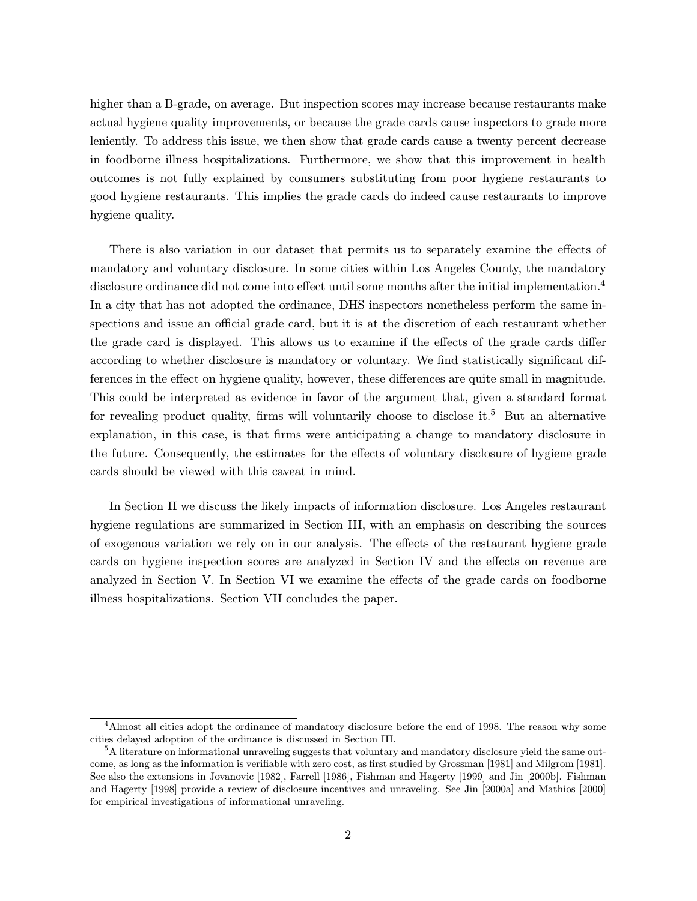higher than a B-grade, on average. But inspection scores may increase because restaurants make actual hygiene quality improvements, or because the grade cards cause inspectors to grade more leniently. To address this issue, we then show that grade cards cause a twenty percent decrease in foodborne illness hospitalizations. Furthermore, we show that this improvement in health outcomes is not fully explained by consumers substituting from poor hygiene restaurants to good hygiene restaurants. This implies the grade cards do indeed cause restaurants to improve hygiene quality.

There is also variation in our dataset that permits us to separately examine the effects of mandatory and voluntary disclosure. In some cities within Los Angeles County, the mandatory disclosure ordinance did not come into effect until some months after the initial implementation.[4] In a city that has not adopted the ordinance, DHS inspectors nonetheless perform the same inspections and issue an official grade card, but it is at the discretion of each restaurant whether the grade card is displayed. This allows us to examine if the effects of the grade cards differ according to whether disclosure is mandatory or voluntary. We find statistically significant differences in the effect on hygiene quality, however, these differences are quite small in magnitude. This could be interpreted as evidence in favor of the argument that, given a standard format for revealing product quality, firms will voluntarily choose to disclose it.[5] But an alternative explanation, in this case, is that firms were anticipating a change to mandatory disclosure in the future. Consequently, the estimates for the effects of voluntary disclosure of hygiene grade cards should be viewed with this caveat in mind.

In Section II we discuss the likely impacts of information disclosure. Los Angeles restaurant hygiene regulations are summarized in Section III, with an emphasis on describing the sources of exogenous variation we rely on in our analysis. The effects of the restaurant hygiene grade cards on hygiene inspection scores are analyzed in Section IV and the effects on revenue are analyzed in Section V. In Section VI we examine the effects of the grade cards on foodborne illness hospitalizations. Section VII concludes the paper.

---

[4] Almost all cities adopt the ordinance of mandatory disclosure before the end of 1998. The reason why some cities delayed adoption of the ordinance is discussed in Section III.

[5] A literature on informational unraveling suggests that voluntary and mandatory disclosure yield the same outcome, as long as the information is verifiable with zero cost, as first studied by Grossman [1981] and Milgrom [1981]. See also the extensions in Jovanovic [1982], Farrell [1986], Fishman and Hagerty [1999] and Jin [2000b]. Fishman and Hagerty [1998] provide a review of disclosure incentives and unraveling. See Jin [2000a] and Mathios [2000] for empirical investigations of informational unraveling.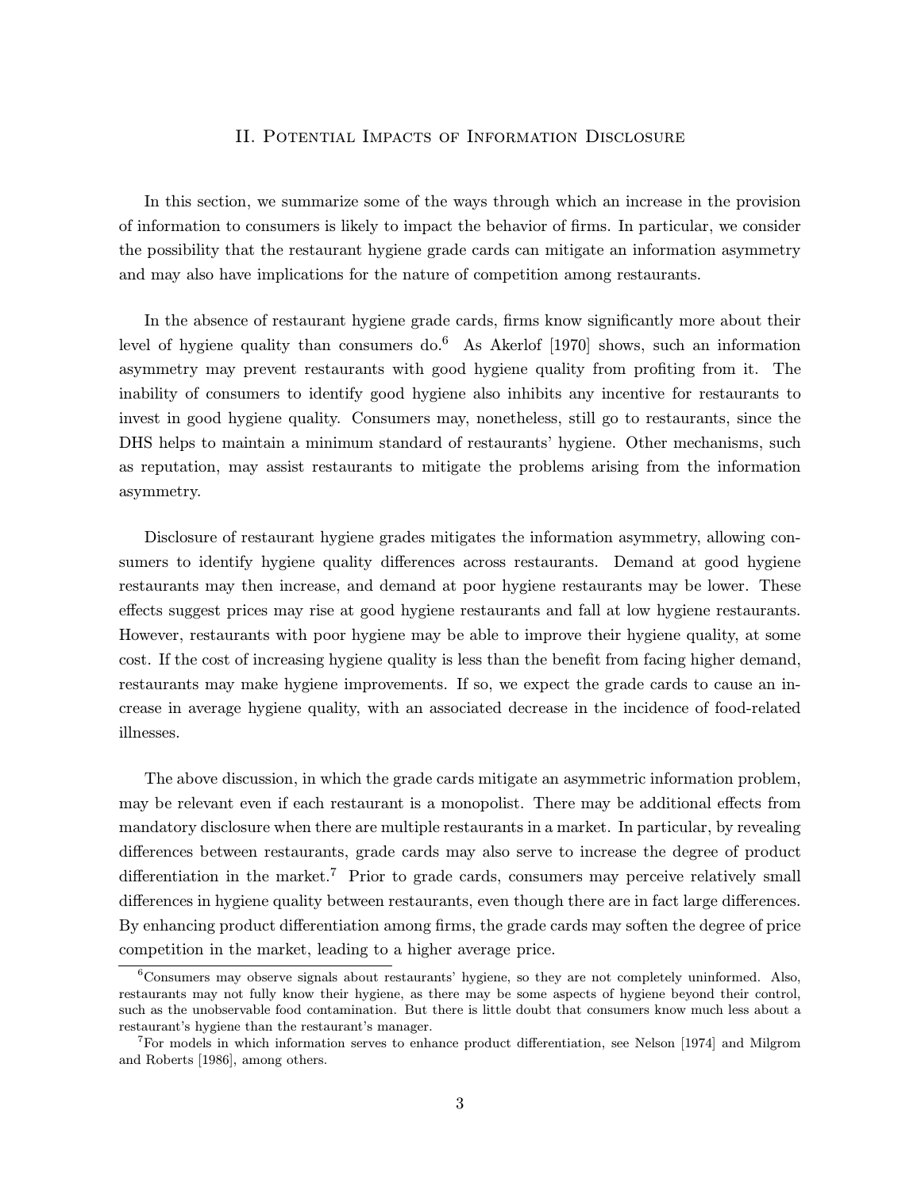## II. Potential Impacts of Information Disclosure

In this section, we summarize some of the ways through which an increase in the provision of information to consumers is likely to impact the behavior of firms. In particular, we consider the possibility that the restaurant hygiene grade cards can mitigate an information asymmetry and may also have implications for the nature of competition among restaurants.

In the absence of restaurant hygiene grade cards, firms know significantly more about their level of hygiene quality than consumers do.[6] As Akerlof [1970] shows, such an information asymmetry may prevent restaurants with good hygiene quality from profiting from it. The inability of consumers to identify good hygiene also inhibits any incentive for restaurants to invest in good hygiene quality. Consumers may, nonetheless, still go to restaurants, since the DHS helps to maintain a minimum standard of restaurants' hygiene. Other mechanisms, such as reputation, may assist restaurants to mitigate the problems arising from the information asymmetry.

Disclosure of restaurant hygiene grades mitigates the information asymmetry, allowing consumers to identify hygiene quality differences across restaurants. Demand at good hygiene restaurants may then increase, and demand at poor hygiene restaurants may be lower. These effects suggest prices may rise at good hygiene restaurants and fall at low hygiene restaurants. However, restaurants with poor hygiene may be able to improve their hygiene quality, at some cost. If the cost of increasing hygiene quality is less than the benefit from facing higher demand, restaurants may make hygiene improvements. If so, we expect the grade cards to cause an increase in average hygiene quality, with an associated decrease in the incidence of food-related illnesses.

The above discussion, in which the grade cards mitigate an asymmetric information problem, may be relevant even if each restaurant is a monopolist. There may be additional effects from mandatory disclosure when there are multiple restaurants in a market. In particular, by revealing differences between restaurants, grade cards may also serve to increase the degree of product differentiation in the market.[7] Prior to grade cards, consumers may perceive relatively small differences in hygiene quality between restaurants, even though there are in fact large differences. By enhancing product differentiation among firms, the grade cards may soften the degree of price competition in the market, leading to a higher average price.

[6] Consumers may observe signals about restaurants' hygiene, so they are not completely uninformed. Also, restaurants may not fully know their hygiene, as there may be some aspects of hygiene beyond their control, such as the unobservable food contamination. But there is little doubt that consumers know much less about a restaurant's hygiene than the restaurant's manager.

[7] For models in which information serves to enhance product differentiation, see Nelson [1974] and Milgrom and Roberts [1986], among others.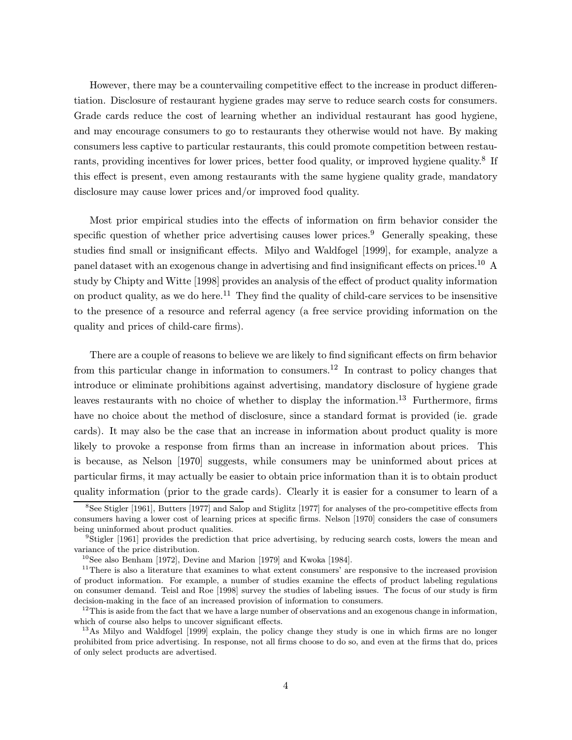However, there may be a countervailing competitive effect to the increase in product differentiation. Disclosure of restaurant hygiene grades may serve to reduce search costs for consumers. Grade cards reduce the cost of learning whether an individual restaurant has good hygiene, and may encourage consumers to go to restaurants they otherwise would not have. By making consumers less captive to particular restaurants, this could promote competition between restaurants, providing incentives for lower prices, better food quality, or improved hygiene quality.[8] If this effect is present, even among restaurants with the same hygiene quality grade, mandatory disclosure may cause lower prices and/or improved food quality.

Most prior empirical studies into the effects of information on firm behavior consider the specific question of whether price advertising causes lower prices.[9] Generally speaking, these studies find small or insignificant effects. Milyo and Waldfogel [1999], for example, analyze a panel dataset with an exogenous change in advertising and find insignificant effects on prices.[10] A study by Chipty and Witte [1998] provides an analysis of the effect of product quality information on product quality, as we do here.[11] They find the quality of child-care services to be insensitive to the presence of a resource and referral agency (a free service providing information on the quality and prices of child-care firms).

There are a couple of reasons to believe we are likely to find significant effects on firm behavior from this particular change in information to consumers.[12] In contrast to policy changes that introduce or eliminate prohibitions against advertising, mandatory disclosure of hygiene grade leaves restaurants with no choice of whether to display the information.[13] Furthermore, firms have no choice about the method of disclosure, since a standard format is provided (ie. grade cards). It may also be the case that an increase in information about product quality is more likely to provoke a response from firms than an increase in information about prices. This is because, as Nelson [1970] suggests, while consumers may be uninformed about prices at particular firms, it may actually be easier to obtain price information than it is to obtain product quality information (prior to the grade cards). Clearly it is easier for a consumer to learn of a

---

[8] See Stigler [1961], Butters [1977] and Salop and Stiglitz [1977] for analyses of the pro-competitive effects from consumers having a lower cost of learning prices at specific firms. Nelson [1970] considers the case of consumers being uninformed about product qualities.

[9] Stigler [1961] provides the prediction that price advertising, by reducing search costs, lowers the mean and variance of the price distribution.

[10] See also Benham [1972], Devine and Marion [1979] and Kwoka [1984].

[11] There is also a literature that examines to what extent consumers' are responsive to the increased provision of product information. For example, a number of studies examine the effects of product labeling regulations on consumer demand. Teisl and Roe [1998] survey the studies of labeling issues. The focus of our study is firm decision-making in the face of an increased provision of information to consumers.

[12] This is aside from the fact that we have a large number of observations and an exogenous change in information, which of course also helps to uncover significant effects.

[13] As Milyo and Waldfogel [1999] explain, the policy change they study is one in which firms are no longer prohibited from price advertising. In response, not all firms choose to do so, and even at the firms that do, prices of only select products are advertised.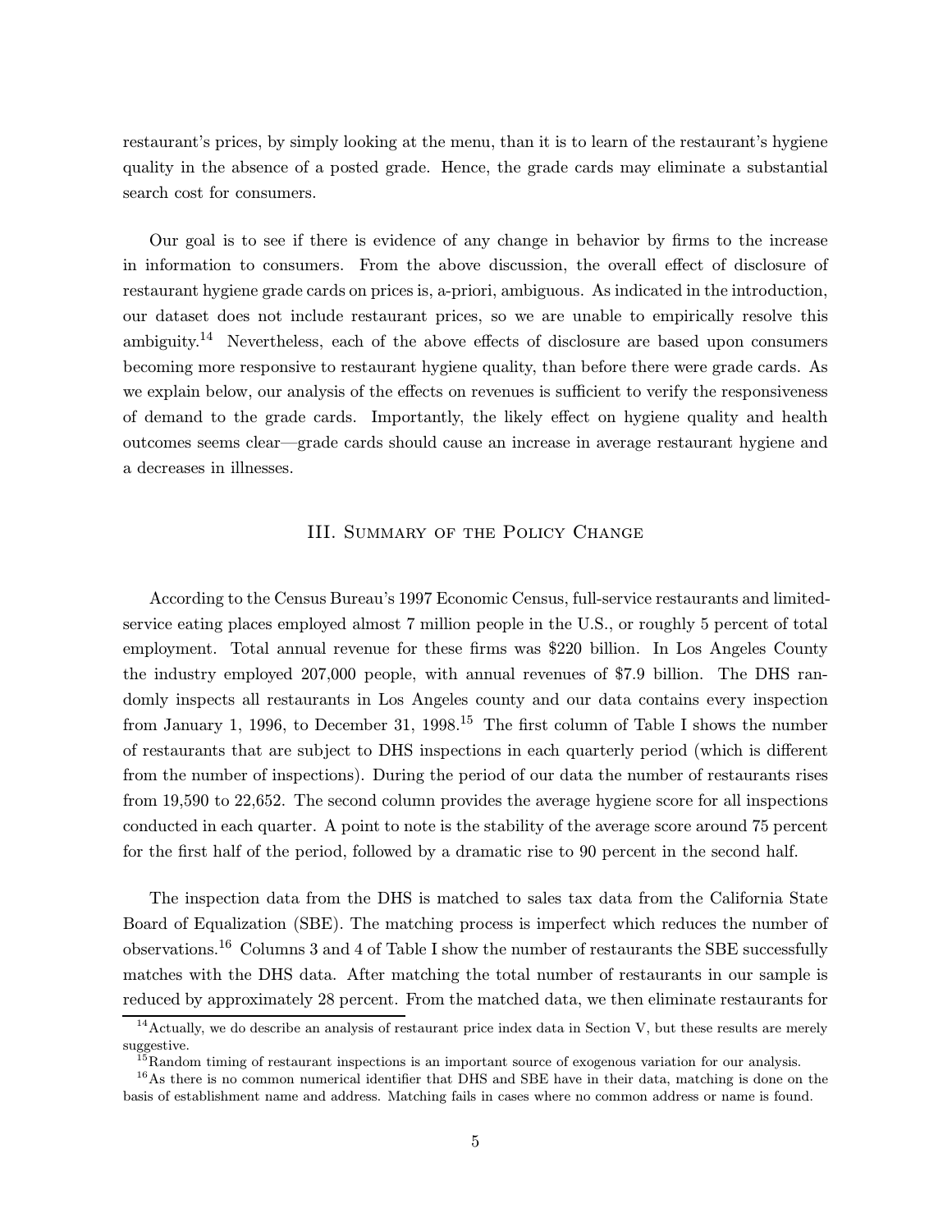restaurant's prices, by simply looking at the menu, than it is to learn of the restaurant's hygiene quality in the absence of a posted grade. Hence, the grade cards may eliminate a substantial search cost for consumers.

Our goal is to see if there is evidence of any change in behavior by firms to the increase in information to consumers. From the above discussion, the overall effect of disclosure of restaurant hygiene grade cards on prices is, a-priori, ambiguous. As indicated in the introduction, our dataset does not include restaurant prices, so we are unable to empirically resolve this ambiguity.[14] Nevertheless, each of the above effects of disclosure are based upon consumers becoming more responsive to restaurant hygiene quality, than before there were grade cards. As we explain below, our analysis of the effects on revenues is sufficient to verify the responsiveness of demand to the grade cards. Importantly, the likely effect on hygiene quality and health outcomes seems clear—grade cards should cause an increase in average restaurant hygiene and a decreases in illnesses.

## III. Summary of the Policy Change

According to the Census Bureau's 1997 Economic Census, full-service restaurants and limited-service eating places employed almost 7 million people in the U.S., or roughly 5 percent of total employment. Total annual revenue for these firms was $220 billion. In Los Angeles County the industry employed 207,000 people, with annual revenues of $7.9 billion. The DHS randomly inspects all restaurants in Los Angeles county and our data contains every inspection from January 1, 1996, to December 31, 1998.[15] The first column of Table I shows the number of restaurants that are subject to DHS inspections in each quarterly period (which is different from the number of inspections). During the period of our data the number of restaurants rises from 19,590 to 22,652. The second column provides the average hygiene score for all inspections conducted in each quarter. A point to note is the stability of the average score around 75 percent for the first half of the period, followed by a dramatic rise to 90 percent in the second half.

The inspection data from the DHS is matched to sales tax data from the California State Board of Equalization (SBE). The matching process is imperfect which reduces the number of observations.[16] Columns 3 and 4 of Table I show the number of restaurants the SBE successfully matches with the DHS data. After matching the total number of restaurants in our sample is reduced by approximately 28 percent. From the matched data, we then eliminate restaurants for

---

[14] Actually, we do describe an analysis of restaurant price index data in Section V, but these results are merely suggestive.

[15] Random timing of restaurant inspections is an important source of exogenous variation for our analysis.

[16] As there is no common numerical identifier that DHS and SBE have in their data, matching is done on the basis of establishment name and address. Matching fails in cases where no common address or name is found.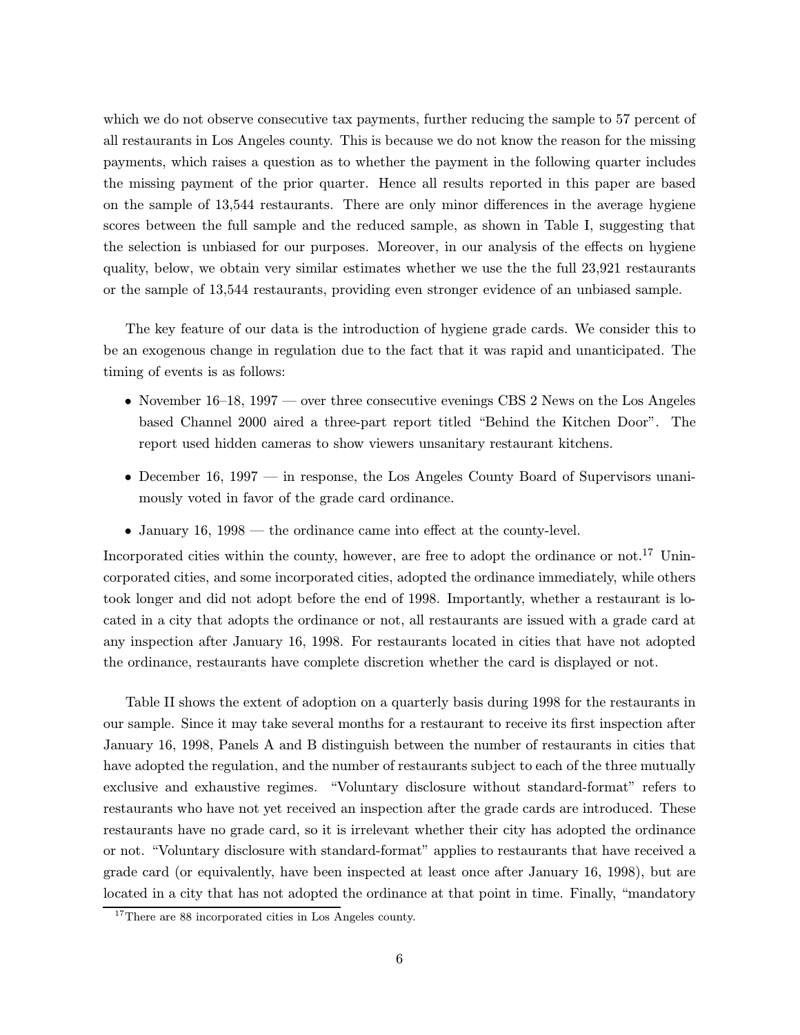which we do not observe consecutive tax payments, further reducing the sample to 57 percent of all restaurants in Los Angeles county. This is because we do not know the reason for the missing payments, which raises a question as to whether the payment in the following quarter includes the missing payment of the prior quarter. Hence all results reported in this paper are based on the sample of 13,544 restaurants. There are only minor differences in the average hygiene scores between the full sample and the reduced sample, as shown in Table I, suggesting that the selection is unbiased for our purposes. Moreover, in our analysis of the effects on hygiene quality, below, we obtain very similar estimates whether we use the the full 23,921 restaurants or the sample of 13,544 restaurants, providing even stronger evidence of an unbiased sample.

The key feature of our data is the introduction of hygiene grade cards. We consider this to be an exogenous change in regulation due to the fact that it was rapid and unanticipated. The timing of events is as follows:

- November 16–18, 1997 — over three consecutive evenings CBS 2 News on the Los Angeles based Channel 2000 aired a three-part report titled "Behind the Kitchen Door". The report used hidden cameras to show viewers unsanitary restaurant kitchens.
- December 16, 1997 — in response, the Los Angeles County Board of Supervisors unanimously voted in favor of the grade card ordinance.
- January 16, 1998 — the ordinance came into effect at the county-level.

Incorporated cities within the county, however, are free to adopt the ordinance or not.[17] Unincorporated cities, and some incorporated cities, adopted the ordinance immediately, while others took longer and did not adopt before the end of 1998. Importantly, whether a restaurant is located in a city that adopts the ordinance or not, all restaurants are issued with a grade card at any inspection after January 16, 1998. For restaurants located in cities that have not adopted the ordinance, restaurants have complete discretion whether the card is displayed or not.

Table II shows the extent of adoption on a quarterly basis during 1998 for the restaurants in our sample. Since it may take several months for a restaurant to receive its first inspection after January 16, 1998, Panels A and B distinguish between the number of restaurants in cities that have adopted the regulation, and the number of restaurants subject to each of the three mutually exclusive and exhaustive regimes. "Voluntary disclosure without standard-format" refers to restaurants who have not yet received an inspection after the grade cards are introduced. These restaurants have no grade card, so it is irrelevant whether their city has adopted the ordinance or not. "Voluntary disclosure with standard-format" applies to restaurants that have received a grade card (or equivalently, have been inspected at least once after January 16, 1998), but are located in a city that has not adopted the ordinance at that point in time. Finally, "mandatory

[17] There are 88 incorporated cities in Los Angeles county.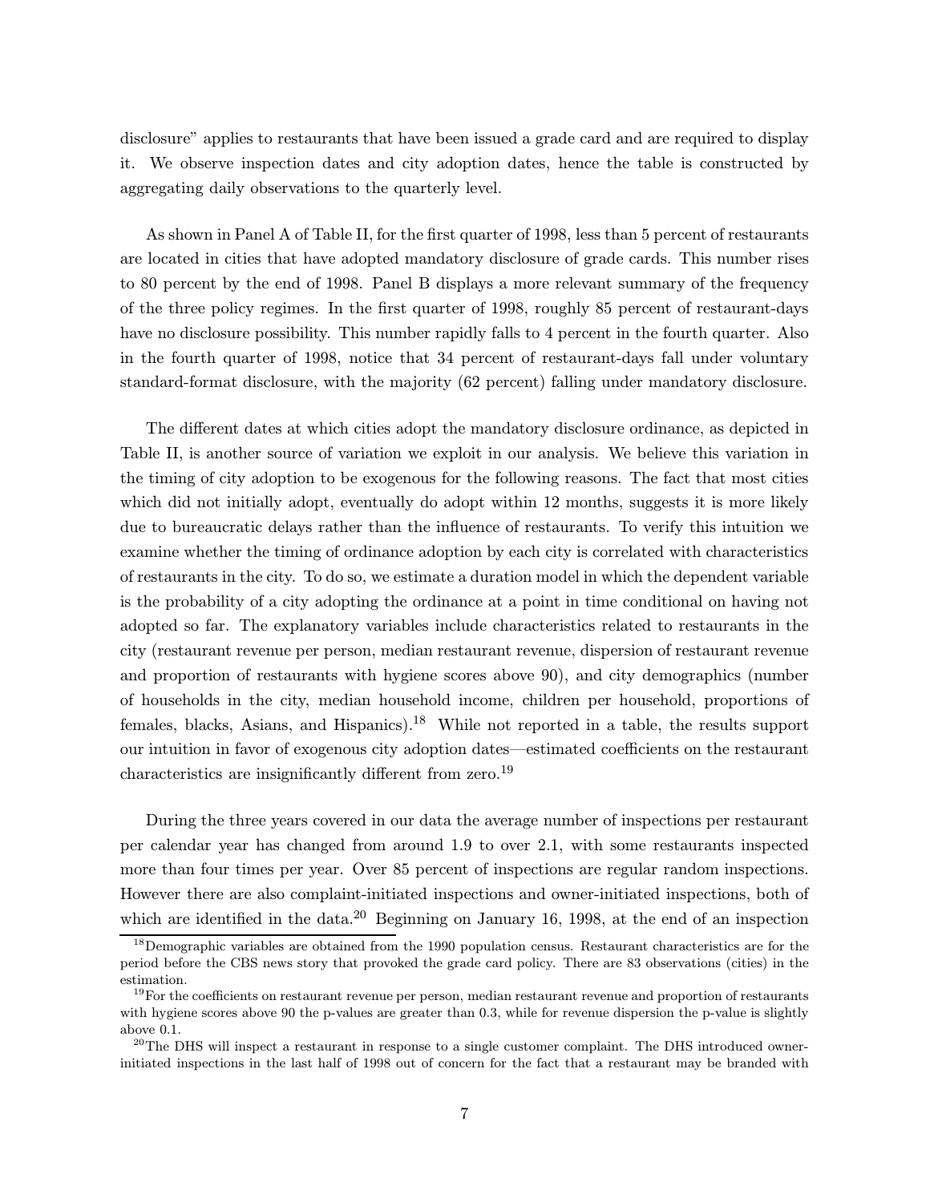disclosure" applies to restaurants that have been issued a grade card and are required to display it. We observe inspection dates and city adoption dates, hence the table is constructed by aggregating daily observations to the quarterly level.

As shown in Panel A of Table II, for the first quarter of 1998, less than 5 percent of restaurants are located in cities that have adopted mandatory disclosure of grade cards. This number rises to 80 percent by the end of 1998. Panel B displays a more relevant summary of the frequency of the three policy regimes. In the first quarter of 1998, roughly 85 percent of restaurant-days have no disclosure possibility. This number rapidly falls to 4 percent in the fourth quarter. Also in the fourth quarter of 1998, notice that 34 percent of restaurant-days fall under voluntary standard-format disclosure, with the majority (62 percent) falling under mandatory disclosure.

The different dates at which cities adopt the mandatory disclosure ordinance, as depicted in Table II, is another source of variation we exploit in our analysis. We believe this variation in the timing of city adoption to be exogenous for the following reasons. The fact that most cities which did not initially adopt, eventually do adopt within 12 months, suggests it is more likely due to bureaucratic delays rather than the influence of restaurants. To verify this intuition we examine whether the timing of ordinance adoption by each city is correlated with characteristics of restaurants in the city. To do so, we estimate a duration model in which the dependent variable is the probability of a city adopting the ordinance at a point in time conditional on having not adopted so far. The explanatory variables include characteristics related to restaurants in the city (restaurant revenue per person, median restaurant revenue, dispersion of restaurant revenue and proportion of restaurants with hygiene scores above 90), and city demographics (number of households in the city, median household income, children per household, proportions of females, blacks, Asians, and Hispanics).[18] While not reported in a table, the results support our intuition in favor of exogenous city adoption dates—estimated coefficients on the restaurant characteristics are insignificantly different from zero.[19]

During the three years covered in our data the average number of inspections per restaurant per calendar year has changed from around 1.9 to over 2.1, with some restaurants inspected more than four times per year. Over 85 percent of inspections are regular random inspections. However there are also complaint-initiated inspections and owner-initiated inspections, both of which are identified in the data.[20] Beginning on January 16, 1998, at the end of an inspection

[18] Demographic variables are obtained from the 1990 population census. Restaurant characteristics are for the period before the CBS news story that provoked the grade card policy. There are 83 observations (cities) in the estimation.

[19] For the coefficients on restaurant revenue per person, median restaurant revenue and proportion of restaurants with hygiene scores above 90 the p-values are greater than 0.3, while for revenue dispersion the p-value is slightly above 0.1.

[20] The DHS will inspect a restaurant in response to a single customer complaint. The DHS introduced owner-initiated inspections in the last half of 1998 out of concern for the fact that a restaurant may be branded with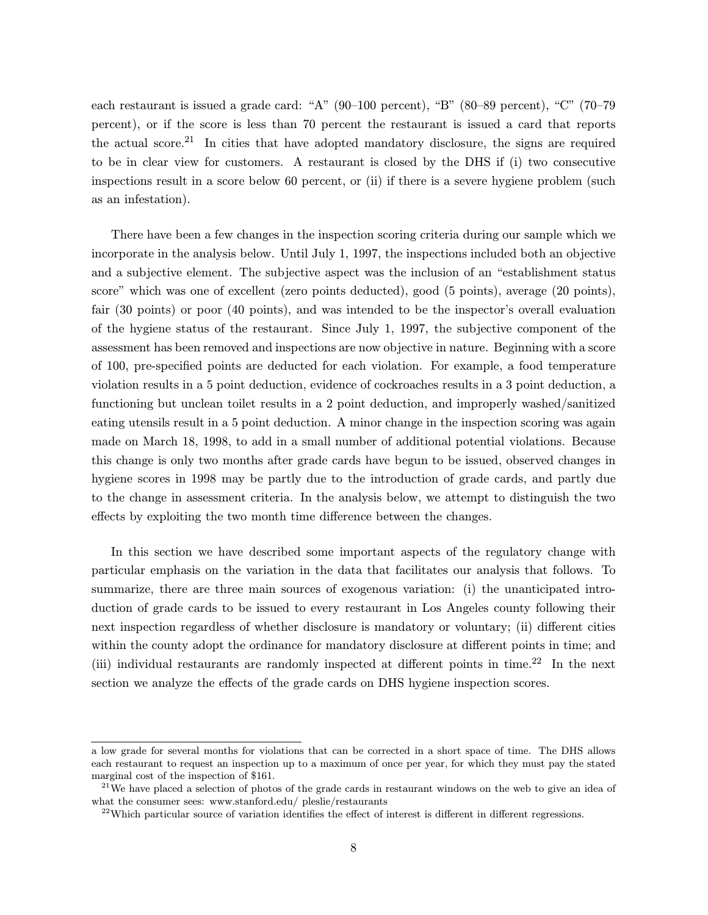each restaurant is issued a grade card: "A" (90–100 percent), "B" (80–89 percent), "C" (70–79 percent), or if the score is less than 70 percent the restaurant is issued a card that reports the actual score.[21] In cities that have adopted mandatory disclosure, the signs are required to be in clear view for customers. A restaurant is closed by the DHS if (i) two consecutive inspections result in a score below 60 percent, or (ii) if there is a severe hygiene problem (such as an infestation).

There have been a few changes in the inspection scoring criteria during our sample which we incorporate in the analysis below. Until July 1, 1997, the inspections included both an objective and a subjective element. The subjective aspect was the inclusion of an "establishment status score" which was one of excellent (zero points deducted), good (5 points), average (20 points), fair (30 points) or poor (40 points), and was intended to be the inspector's overall evaluation of the hygiene status of the restaurant. Since July 1, 1997, the subjective component of the assessment has been removed and inspections are now objective in nature. Beginning with a score of 100, pre-specified points are deducted for each violation. For example, a food temperature violation results in a 5 point deduction, evidence of cockroaches results in a 3 point deduction, a functioning but unclean toilet results in a 2 point deduction, and improperly washed/sanitized eating utensils result in a 5 point deduction. A minor change in the inspection scoring was again made on March 18, 1998, to add in a small number of additional potential violations. Because this change is only two months after grade cards have begun to be issued, observed changes in hygiene scores in 1998 may be partly due to the introduction of grade cards, and partly due to the change in assessment criteria. In the analysis below, we attempt to distinguish the two effects by exploiting the two month time difference between the changes.

In this section we have described some important aspects of the regulatory change with particular emphasis on the variation in the data that facilitates our analysis that follows. To summarize, there are three main sources of exogenous variation: (i) the unanticipated introduction of grade cards to be issued to every restaurant in Los Angeles county following their next inspection regardless of whether disclosure is mandatory or voluntary; (ii) different cities within the county adopt the ordinance for mandatory disclosure at different points in time; and (iii) individual restaurants are randomly inspected at different points in time.[22] In the next section we analyze the effects of the grade cards on DHS hygiene inspection scores.

---

a low grade for several months for violations that can be corrected in a short space of time. The DHS allows each restaurant to request an inspection up to a maximum of once per year, for which they must pay the stated marginal cost of the inspection of $161.

[21] We have placed a selection of photos of the grade cards in restaurant windows on the web to give an idea of what the consumer sees: www.stanford.edu/ pleslie/restaurants

[22] Which particular source of variation identifies the effect of interest is different in different regressions.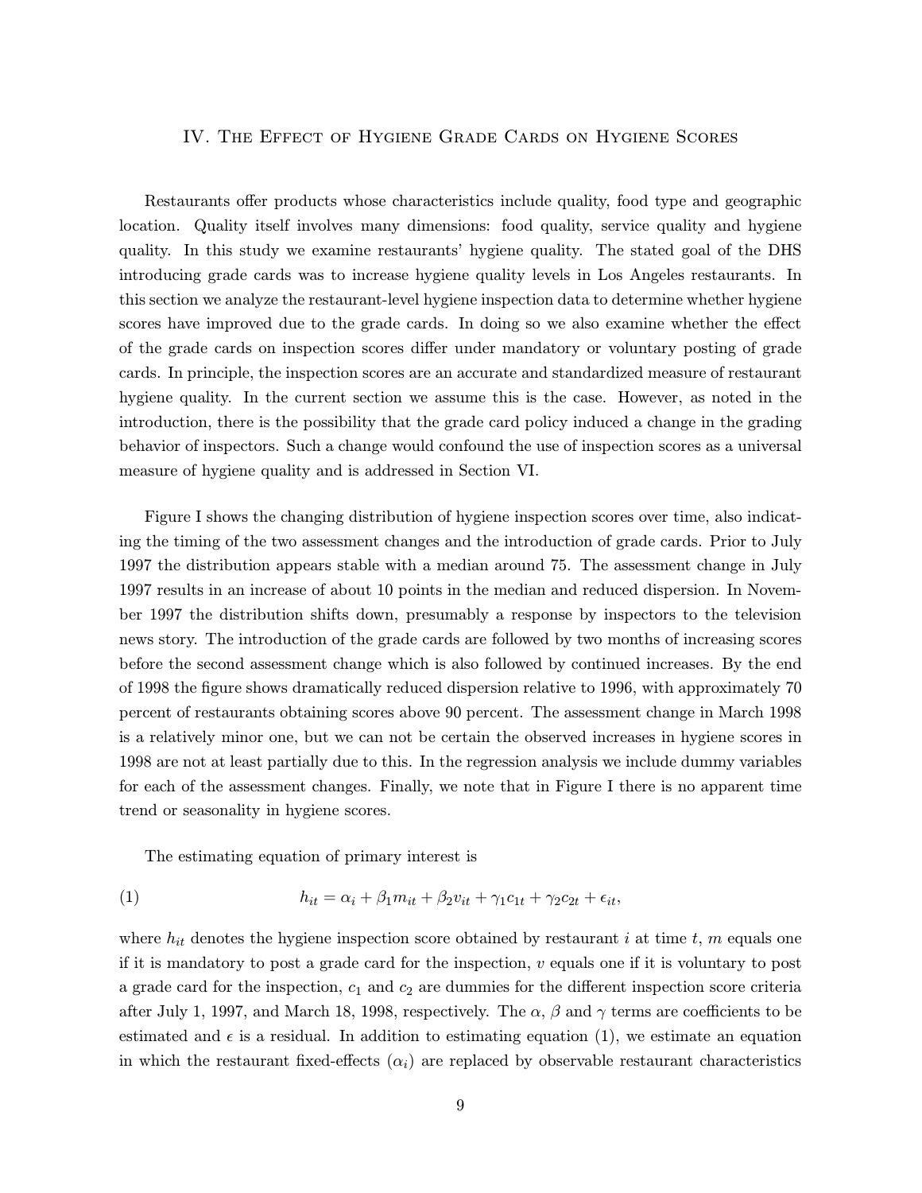## IV. The Effect of Hygiene Grade Cards on Hygiene Scores

Restaurants offer products whose characteristics include quality, food type and geographic location. Quality itself involves many dimensions: food quality, service quality and hygiene quality. In this study we examine restaurants' hygiene quality. The stated goal of the DHS introducing grade cards was to increase hygiene quality levels in Los Angeles restaurants. In this section we analyze the restaurant-level hygiene inspection data to determine whether hygiene scores have improved due to the grade cards. In doing so we also examine whether the effect of the grade cards on inspection scores differ under mandatory or voluntary posting of grade cards. In principle, the inspection scores are an accurate and standardized measure of restaurant hygiene quality. In the current section we assume this is the case. However, as noted in the introduction, there is the possibility that the grade card policy induced a change in the grading behavior of inspectors. Such a change would confound the use of inspection scores as a universal measure of hygiene quality and is addressed in Section VI.

Figure I shows the changing distribution of hygiene inspection scores over time, also indicating the timing of the two assessment changes and the introduction of grade cards. Prior to July 1997 the distribution appears stable with a median around 75. The assessment change in July 1997 results in an increase of about 10 points in the median and reduced dispersion. In November 1997 the distribution shifts down, presumably a response by inspectors to the television news story. The introduction of the grade cards are followed by two months of increasing scores before the second assessment change which is also followed by continued increases. By the end of 1998 the figure shows dramatically reduced dispersion relative to 1996, with approximately 70 percent of restaurants obtaining scores above 90 percent. The assessment change in March 1998 is a relatively minor one, but we can not be certain the observed increases in hygiene scores in 1998 are not at least partially due to this. In the regression analysis we include dummy variables for each of the assessment changes. Finally, we note that in Figure I there is no apparent time trend or seasonality in hygiene scores.

The estimating equation of primary interest is

$$h_{it} = \alpha_i + \beta_1 m_{it} + \beta_2 v_{it} + \gamma_1 c_{1t} + \gamma_2 c_{2t} + \epsilon_{it}, \tag{1}$$

where $h_{it}$ denotes the hygiene inspection score obtained by restaurant $i$ at time $t$, $m$ equals one if it is mandatory to post a grade card for the inspection, $v$ equals one if it is voluntary to post a grade card for the inspection, $c_1$ and $c_2$ are dummies for the different inspection score criteria after July 1, 1997, and March 18, 1998, respectively. The $\alpha$, $\beta$ and $\gamma$ terms are coefficients to be estimated and $\epsilon$ is a residual. In addition to estimating equation (1), we estimate an equation in which the restaurant fixed-effects ($\alpha_i$) are replaced by observable restaurant characteristics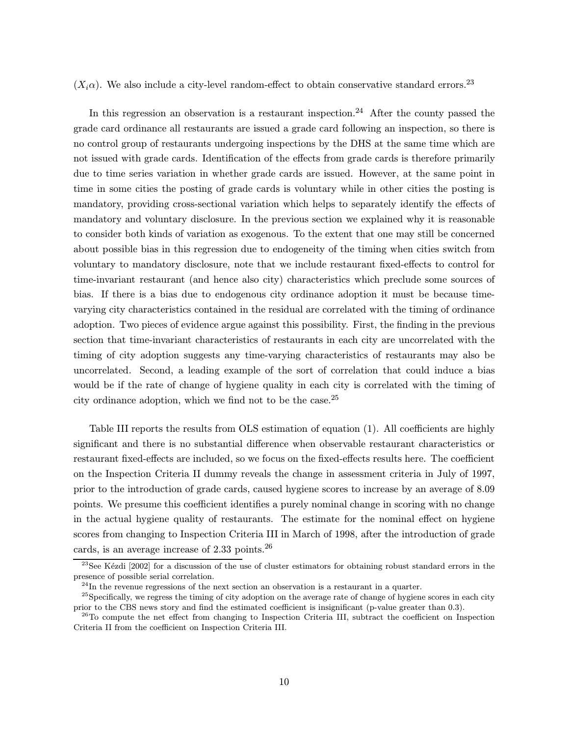$(X_i\alpha)$. We also include a city-level random-effect to obtain conservative standard errors.[23]

In this regression an observation is a restaurant inspection.[24] After the county passed the grade card ordinance all restaurants are issued a grade card following an inspection, so there is no control group of restaurants undergoing inspections by the DHS at the same time which are not issued with grade cards. Identification of the effects from grade cards is therefore primarily due to time series variation in whether grade cards are issued. However, at the same point in time in some cities the posting of grade cards is voluntary while in other cities the posting is mandatory, providing cross-sectional variation which helps to separately identify the effects of mandatory and voluntary disclosure. In the previous section we explained why it is reasonable to consider both kinds of variation as exogenous. To the extent that one may still be concerned about possible bias in this regression due to endogeneity of the timing when cities switch from voluntary to mandatory disclosure, note that we include restaurant fixed-effects to control for time-invariant restaurant (and hence also city) characteristics which preclude some sources of bias. If there is a bias due to endogenous city ordinance adoption it must be because time-varying city characteristics contained in the residual are correlated with the timing of ordinance adoption. Two pieces of evidence argue against this possibility. First, the finding in the previous section that time-invariant characteristics of restaurants in each city are uncorrelated with the timing of city adoption suggests any time-varying characteristics of restaurants may also be uncorrelated. Second, a leading example of the sort of correlation that could induce a bias would be if the rate of change of hygiene quality in each city is correlated with the timing of city ordinance adoption, which we find not to be the case.[25]

Table III reports the results from OLS estimation of equation (1). All coefficients are highly significant and there is no substantial difference when observable restaurant characteristics or restaurant fixed-effects are included, so we focus on the fixed-effects results here. The coefficient on the Inspection Criteria II dummy reveals the change in assessment criteria in July of 1997, prior to the introduction of grade cards, caused hygiene scores to increase by an average of 8.09 points. We presume this coefficient identifies a purely nominal change in scoring with no change in the actual hygiene quality of restaurants. The estimate for the nominal effect on hygiene scores from changing to Inspection Criteria III in March of 1998, after the introduction of grade cards, is an average increase of 2.33 points.[26]

[23] See Kézdi [2002] for a discussion of the use of cluster estimators for obtaining robust standard errors in the presence of possible serial correlation.

[24] In the revenue regressions of the next section an observation is a restaurant in a quarter.

[25] Specifically, we regress the timing of city adoption on the average rate of change of hygiene scores in each city prior to the CBS news story and find the estimated coefficient is insignificant (p-value greater than 0.3).

[26] To compute the net effect from changing to Inspection Criteria III, subtract the coefficient on Inspection Criteria II from the coefficient on Inspection Criteria III.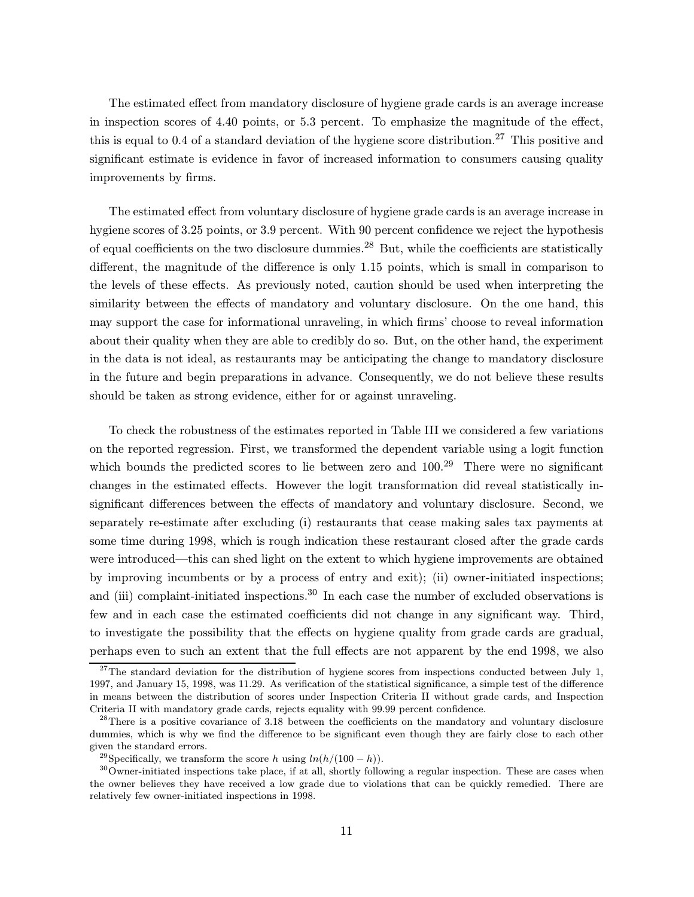The estimated effect from mandatory disclosure of hygiene grade cards is an average increase in inspection scores of 4.40 points, or 5.3 percent. To emphasize the magnitude of the effect, this is equal to 0.4 of a standard deviation of the hygiene score distribution.[27] This positive and significant estimate is evidence in favor of increased information to consumers causing quality improvements by firms.

The estimated effect from voluntary disclosure of hygiene grade cards is an average increase in hygiene scores of 3.25 points, or 3.9 percent. With 90 percent confidence we reject the hypothesis of equal coefficients on the two disclosure dummies.[28] But, while the coefficients are statistically different, the magnitude of the difference is only 1.15 points, which is small in comparison to the levels of these effects. As previously noted, caution should be used when interpreting the similarity between the effects of mandatory and voluntary disclosure. On the one hand, this may support the case for informational unraveling, in which firms' choose to reveal information about their quality when they are able to credibly do so. But, on the other hand, the experiment in the data is not ideal, as restaurants may be anticipating the change to mandatory disclosure in the future and begin preparations in advance. Consequently, we do not believe these results should be taken as strong evidence, either for or against unraveling.

To check the robustness of the estimates reported in Table III we considered a few variations on the reported regression. First, we transformed the dependent variable using a logit function which bounds the predicted scores to lie between zero and 100.[29] There were no significant changes in the estimated effects. However the logit transformation did reveal statistically insignificant differences between the effects of mandatory and voluntary disclosure. Second, we separately re-estimate after excluding (i) restaurants that cease making sales tax payments at some time during 1998, which is rough indication these restaurant closed after the grade cards were introduced—this can shed light on the extent to which hygiene improvements are obtained by improving incumbents or by a process of entry and exit); (ii) owner-initiated inspections; and (iii) complaint-initiated inspections.[30] In each case the number of excluded observations is few and in each case the estimated coefficients did not change in any significant way. Third, to investigate the possibility that the effects on hygiene quality from grade cards are gradual, perhaps even to such an extent that the full effects are not apparent by the end 1998, we also

[27] The standard deviation for the distribution of hygiene scores from inspections conducted between July 1, 1997, and January 15, 1998, was 11.29. As verification of the statistical significance, a simple test of the difference in means between the distribution of scores under Inspection Criteria II without grade cards, and Inspection Criteria II with mandatory grade cards, rejects equality with 99.99 percent confidence.

[28] There is a positive covariance of 3.18 between the coefficients on the mandatory and voluntary disclosure dummies, which is why we find the difference to be significant even though they are fairly close to each other given the standard errors.

[29] Specifically, we transform the score $h$ using $ln(h/(100-h))$.

[30] Owner-initiated inspections take place, if at all, shortly following a regular inspection. These are cases when the owner believes they have received a low grade due to violations that can be quickly remedied. There are relatively few owner-initiated inspections in 1998.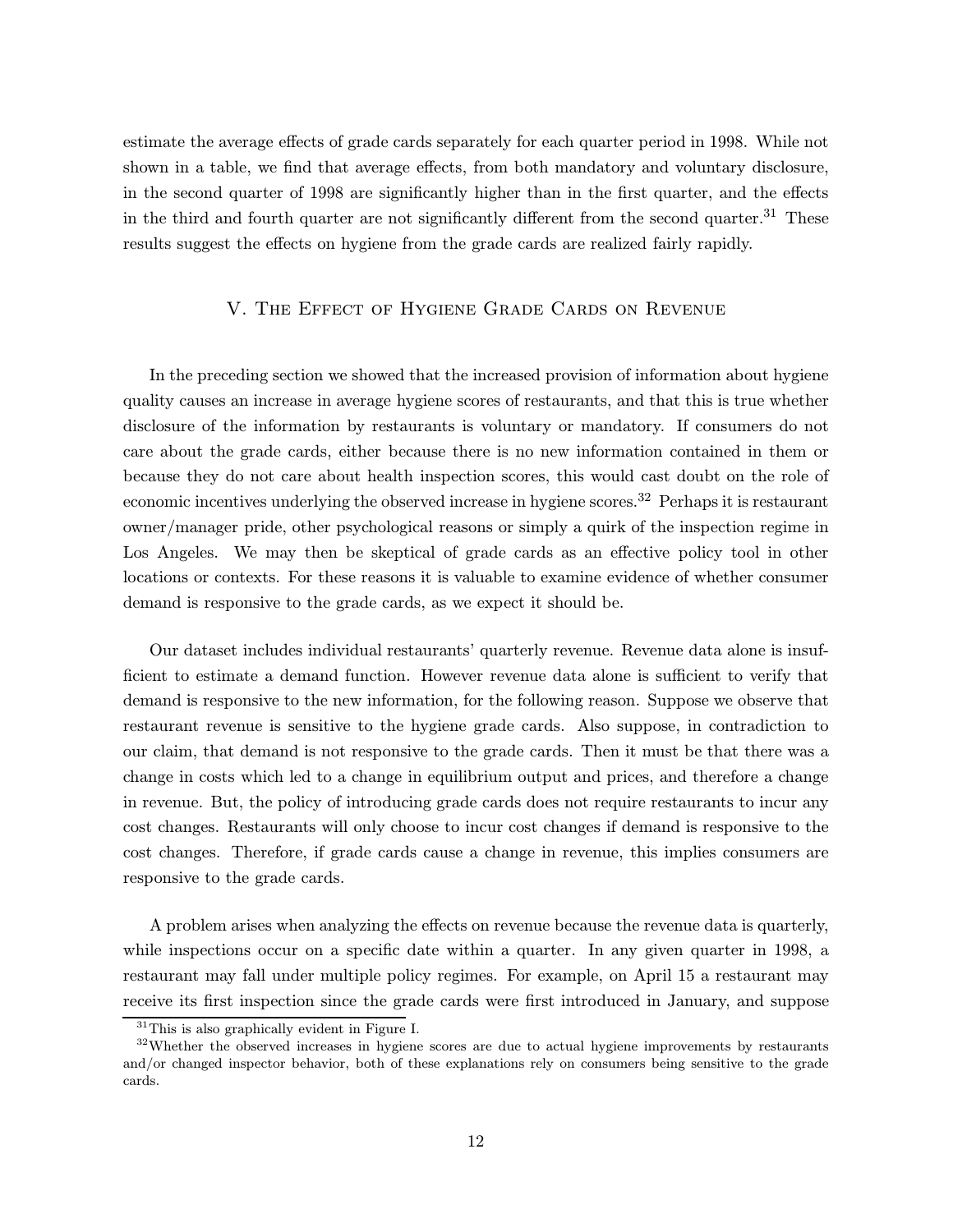estimate the average effects of grade cards separately for each quarter period in 1998. While not shown in a table, we find that average effects, from both mandatory and voluntary disclosure, in the second quarter of 1998 are significantly higher than in the first quarter, and the effects in the third and fourth quarter are not significantly different from the second quarter.[31] These results suggest the effects on hygiene from the grade cards are realized fairly rapidly.

## V. The Effect of Hygiene Grade Cards on Revenue

In the preceding section we showed that the increased provision of information about hygiene quality causes an increase in average hygiene scores of restaurants, and that this is true whether disclosure of the information by restaurants is voluntary or mandatory. If consumers do not care about the grade cards, either because there is no new information contained in them or because they do not care about health inspection scores, this would cast doubt on the role of economic incentives underlying the observed increase in hygiene scores.[32] Perhaps it is restaurant owner/manager pride, other psychological reasons or simply a quirk of the inspection regime in Los Angeles. We may then be skeptical of grade cards as an effective policy tool in other locations or contexts. For these reasons it is valuable to examine evidence of whether consumer demand is responsive to the grade cards, as we expect it should be.

Our dataset includes individual restaurants' quarterly revenue. Revenue data alone is insufficient to estimate a demand function. However revenue data alone is sufficient to verify that demand is responsive to the new information, for the following reason. Suppose we observe that restaurant revenue is sensitive to the hygiene grade cards. Also suppose, in contradiction to our claim, that demand is not responsive to the grade cards. Then it must be that there was a change in costs which led to a change in equilibrium output and prices, and therefore a change in revenue. But, the policy of introducing grade cards does not require restaurants to incur any cost changes. Restaurants will only choose to incur cost changes if demand is responsive to the cost changes. Therefore, if grade cards cause a change in revenue, this implies consumers are responsive to the grade cards.

A problem arises when analyzing the effects on revenue because the revenue data is quarterly, while inspections occur on a specific date within a quarter. In any given quarter in 1998, a restaurant may fall under multiple policy regimes. For example, on April 15 a restaurant may receive its first inspection since the grade cards were first introduced in January, and suppose

[31] This is also graphically evident in Figure I.

[32] Whether the observed increases in hygiene scores are due to actual hygiene improvements by restaurants and/or changed inspector behavior, both of these explanations rely on consumers being sensitive to the grade cards.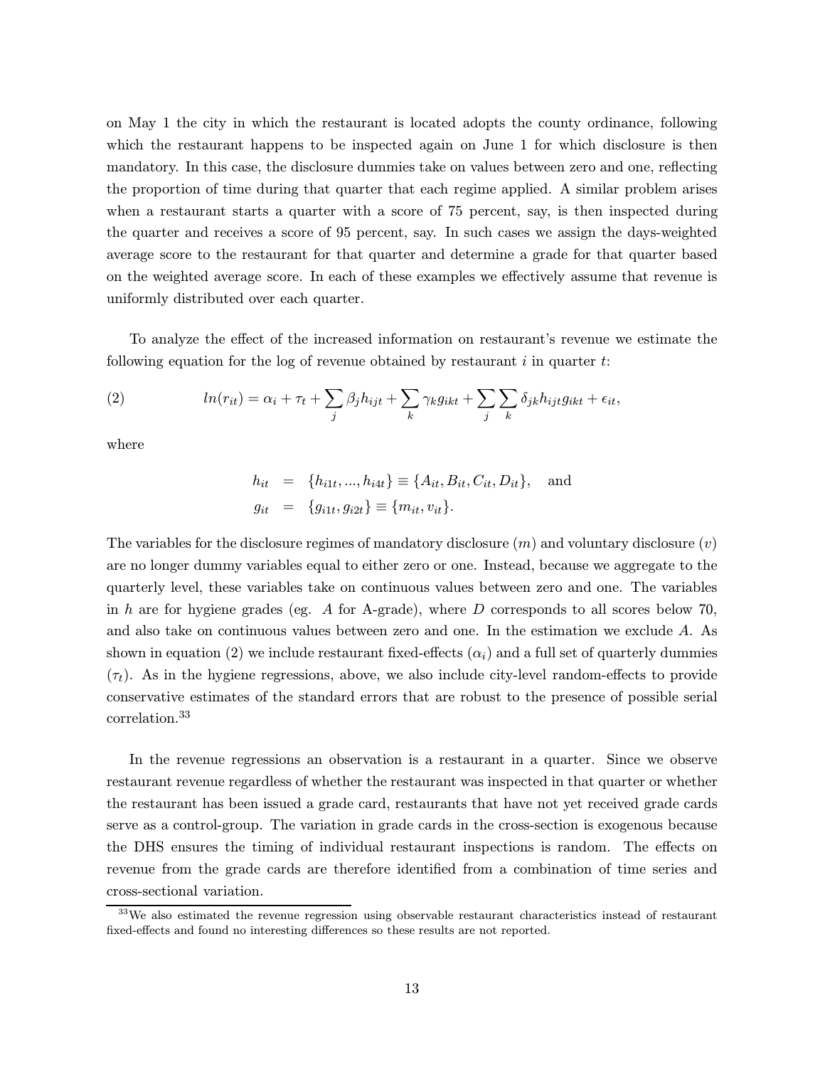on May 1 the city in which the restaurant is located adopts the county ordinance, following which the restaurant happens to be inspected again on June 1 for which disclosure is then mandatory. In this case, the disclosure dummies take on values between zero and one, reflecting the proportion of time during that quarter that each regime applied. A similar problem arises when a restaurant starts a quarter with a score of 75 percent, say, is then inspected during the quarter and receives a score of 95 percent, say. In such cases we assign the days-weighted average score to the restaurant for that quarter and determine a grade for that quarter based on the weighted average score. In each of these examples we effectively assume that revenue is uniformly distributed over each quarter.

To analyze the effect of the increased information on restaurant's revenue we estimate the following equation for the log of revenue obtained by restaurant $i$ in quarter $t$:

$$ln(r_{it}) = \alpha_i + \tau_t + \sum_j \beta_j h_{ijt} + \sum_k \gamma_k g_{ikt} + \sum_j \sum_k \delta_{jk} h_{ijt} g_{ikt} + \epsilon_{it}, \tag{2}$$

where

$$\begin{aligned} h_{it} &= \{h_{i1t}, ..., h_{i4t}\} \equiv \{A_{it}, B_{it}, C_{it}, D_{it}\}, \quad \text{and} \\ g_{it} &= \{g_{i1t}, g_{i2t}\} \equiv \{m_{it}, v_{it}\}. \end{aligned}$$

The variables for the disclosure regimes of mandatory disclosure ($m$) and voluntary disclosure ($v$) are no longer dummy variables equal to either zero or one. Instead, because we aggregate to the quarterly level, these variables take on continuous values between zero and one. The variables in $h$ are for hygiene grades (eg. $A$ for A-grade), where $D$ corresponds to all scores below 70, and also take on continuous values between zero and one. In the estimation we exclude $A$. As shown in equation (2) we include restaurant fixed-effects ($\alpha_i$) and a full set of quarterly dummies ($\tau_t$). As in the hygiene regressions, above, we also include city-level random-effects to provide conservative estimates of the standard errors that are robust to the presence of possible serial correlation.[33]

In the revenue regressions an observation is a restaurant in a quarter. Since we observe restaurant revenue regardless of whether the restaurant was inspected in that quarter or whether the restaurant has been issued a grade card, restaurants that have not yet received grade cards serve as a control-group. The variation in grade cards in the cross-section is exogenous because the DHS ensures the timing of individual restaurant inspections is random. The effects on revenue from the grade cards are therefore identified from a combination of time series and cross-sectional variation.

[33] We also estimated the revenue regression using observable restaurant characteristics instead of restaurant fixed-effects and found no interesting differences so these results are not reported.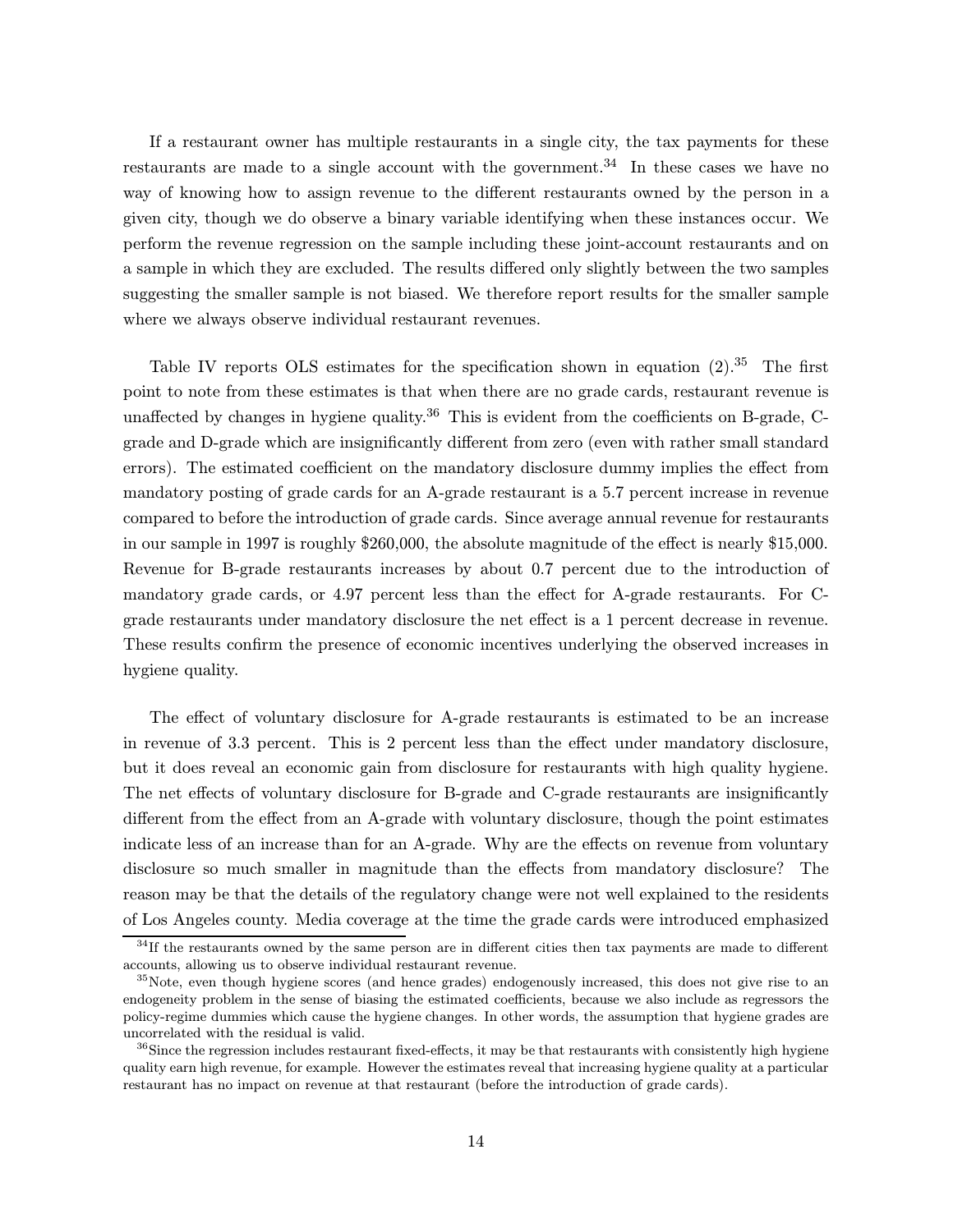If a restaurant owner has multiple restaurants in a single city, the tax payments for these restaurants are made to a single account with the government.[34] In these cases we have no way of knowing how to assign revenue to the different restaurants owned by the person in a given city, though we do observe a binary variable identifying when these instances occur. We perform the revenue regression on the sample including these joint-account restaurants and on a sample in which they are excluded. The results differed only slightly between the two samples suggesting the smaller sample is not biased. We therefore report results for the smaller sample where we always observe individual restaurant revenues.

Table IV reports OLS estimates for the specification shown in equation (2).[35] The first point to note from these estimates is that when there are no grade cards, restaurant revenue is unaffected by changes in hygiene quality.[36] This is evident from the coefficients on B-grade, C-grade and D-grade which are insignificantly different from zero (even with rather small standard errors). The estimated coefficient on the mandatory disclosure dummy implies the effect from mandatory posting of grade cards for an A-grade restaurant is a 5.7 percent increase in revenue compared to before the introduction of grade cards. Since average annual revenue for restaurants in our sample in 1997 is roughly $260,000, the absolute magnitude of the effect is nearly $15,000. Revenue for B-grade restaurants increases by about 0.7 percent due to the introduction of mandatory grade cards, or 4.97 percent less than the effect for A-grade restaurants. For C-grade restaurants under mandatory disclosure the net effect is a 1 percent decrease in revenue. These results confirm the presence of economic incentives underlying the observed increases in hygiene quality.

The effect of voluntary disclosure for A-grade restaurants is estimated to be an increase in revenue of 3.3 percent. This is 2 percent less than the effect under mandatory disclosure, but it does reveal an economic gain from disclosure for restaurants with high quality hygiene. The net effects of voluntary disclosure for B-grade and C-grade restaurants are insignificantly different from the effect from an A-grade with voluntary disclosure, though the point estimates indicate less of an increase than for an A-grade. Why are the effects on revenue from voluntary disclosure so much smaller in magnitude than the effects from mandatory disclosure? The reason may be that the details of the regulatory change were not well explained to the residents of Los Angeles county. Media coverage at the time the grade cards were introduced emphasized

[34] If the restaurants owned by the same person are in different cities then tax payments are made to different accounts, allowing us to observe individual restaurant revenue.

[35] Note, even though hygiene scores (and hence grades) endogenously increased, this does not give rise to an endogeneity problem in the sense of biasing the estimated coefficients, because we also include as regressors the policy-regime dummies which cause the hygiene changes. In other words, the assumption that hygiene grades are uncorrelated with the residual is valid.

[36] Since the regression includes restaurant fixed-effects, it may be that restaurants with consistently high hygiene quality earn high revenue, for example. However the estimates reveal that increasing hygiene quality at a particular restaurant has no impact on revenue at that restaurant (before the introduction of grade cards).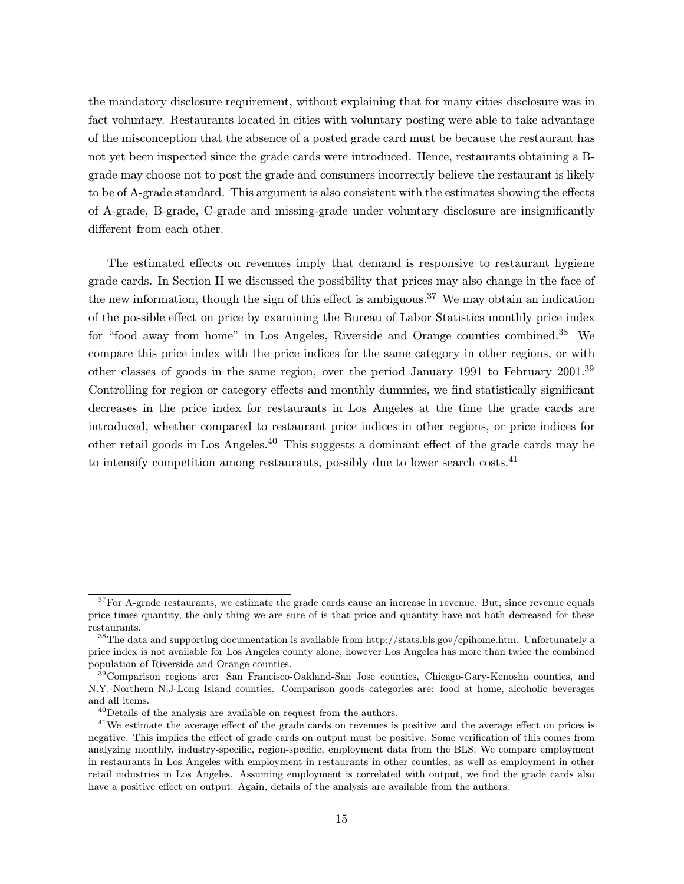the mandatory disclosure requirement, without explaining that for many cities disclosure was in fact voluntary. Restaurants located in cities with voluntary posting were able to take advantage of the misconception that the absence of a posted grade card must be because the restaurant has not yet been inspected since the grade cards were introduced. Hence, restaurants obtaining a B-grade may choose not to post the grade and consumers incorrectly believe the restaurant is likely to be of A-grade standard. This argument is also consistent with the estimates showing the effects of A-grade, B-grade, C-grade and missing-grade under voluntary disclosure are insignificantly different from each other.

The estimated effects on revenues imply that demand is responsive to restaurant hygiene grade cards. In Section II we discussed the possibility that prices may also change in the face of the new information, though the sign of this effect is ambiguous.[37] We may obtain an indication of the possible effect on price by examining the Bureau of Labor Statistics monthly price index for "food away from home" in Los Angeles, Riverside and Orange counties combined.[38] We compare this price index with the price indices for the same category in other regions, or with other classes of goods in the same region, over the period January 1991 to February 2001.[39] Controlling for region or category effects and monthly dummies, we find statistically significant decreases in the price index for restaurants in Los Angeles at the time the grade cards are introduced, whether compared to restaurant price indices in other regions, or price indices for other retail goods in Los Angeles.[40] This suggests a dominant effect of the grade cards may be to intensify competition among restaurants, possibly due to lower search costs.[41]

---

[37] For A-grade restaurants, we estimate the grade cards cause an increase in revenue. But, since revenue equals price times quantity, the only thing we are sure of is that price and quantity have not both decreased for these restaurants.

[38] The data and supporting documentation is available from http://stats.bls.gov/cpihome.htm. Unfortunately a price index is not available for Los Angeles county alone, however Los Angeles has more than twice the combined population of Riverside and Orange counties.

[39] Comparison regions are: San Francisco-Oakland-San Jose counties, Chicago-Gary-Kenosha counties, and N.Y.-Northern N.J-Long Island counties. Comparison goods categories are: food at home, alcoholic beverages and all items.

[40] Details of the analysis are available on request from the authors.

[41] We estimate the average effect of the grade cards on revenues is positive and the average effect on prices is negative. This implies the effect of grade cards on output must be positive. Some verification of this comes from analyzing monthly, industry-specific, region-specific, employment data from the BLS. We compare employment in restaurants in Los Angeles with employment in restaurants in other counties, as well as employment in other retail industries in Los Angeles. Assuming employment is correlated with output, we find the grade cards also have a positive effect on output. Again, details of the analysis are available from the authors.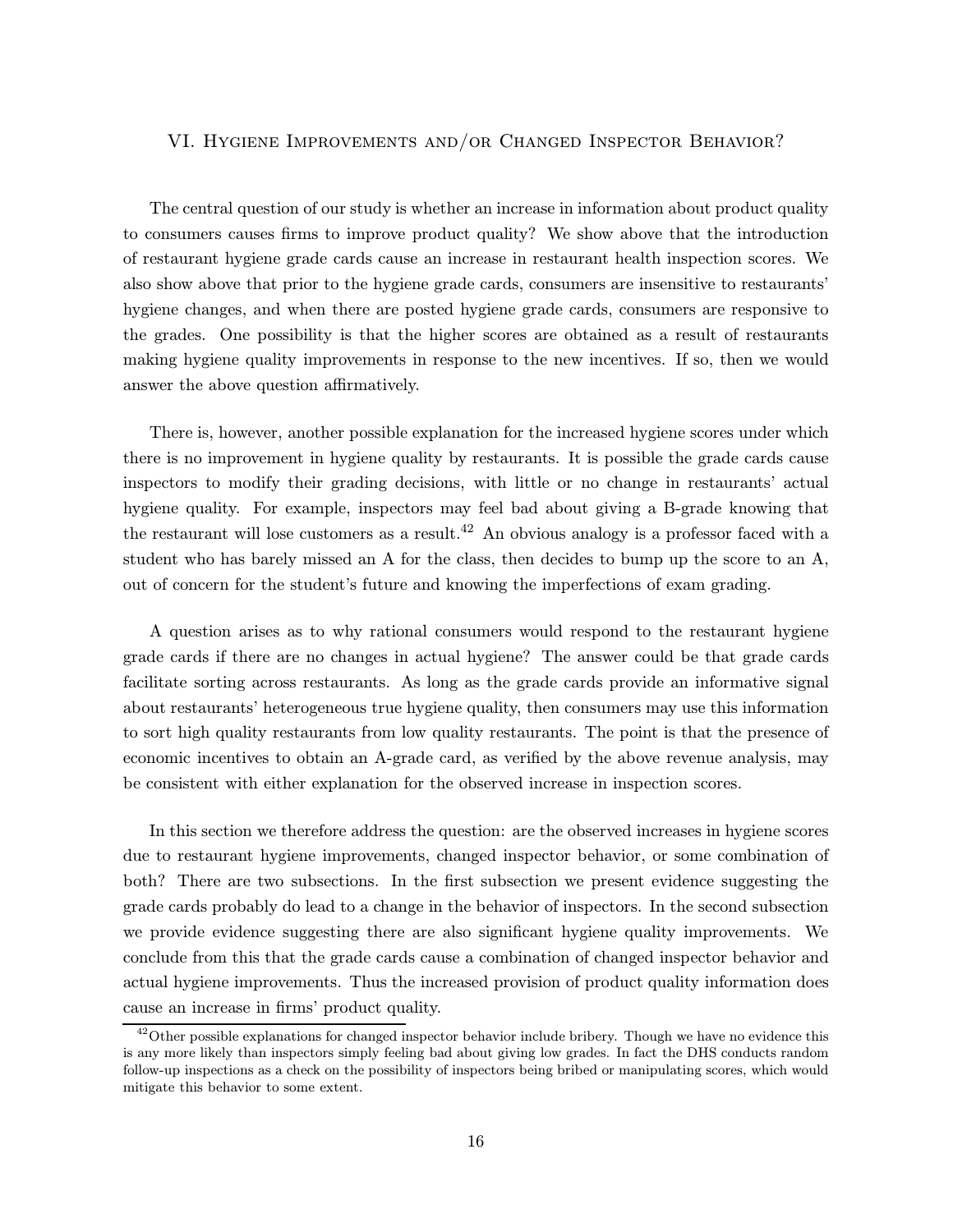## VI. Hygiene Improvements and/or Changed Inspector Behavior?

The central question of our study is whether an increase in information about product quality to consumers causes firms to improve product quality? We show above that the introduction of restaurant hygiene grade cards cause an increase in restaurant health inspection scores. We also show above that prior to the hygiene grade cards, consumers are insensitive to restaurants' hygiene changes, and when there are posted hygiene grade cards, consumers are responsive to the grades. One possibility is that the higher scores are obtained as a result of restaurants making hygiene quality improvements in response to the new incentives. If so, then we would answer the above question affirmatively.

There is, however, another possible explanation for the increased hygiene scores under which there is no improvement in hygiene quality by restaurants. It is possible the grade cards cause inspectors to modify their grading decisions, with little or no change in restaurants' actual hygiene quality. For example, inspectors may feel bad about giving a B-grade knowing that the restaurant will lose customers as a result.[42] An obvious analogy is a professor faced with a student who has barely missed an A for the class, then decides to bump up the score to an A, out of concern for the student's future and knowing the imperfections of exam grading.

A question arises as to why rational consumers would respond to the restaurant hygiene grade cards if there are no changes in actual hygiene? The answer could be that grade cards facilitate sorting across restaurants. As long as the grade cards provide an informative signal about restaurants' heterogeneous true hygiene quality, then consumers may use this information to sort high quality restaurants from low quality restaurants. The point is that the presence of economic incentives to obtain an A-grade card, as verified by the above revenue analysis, may be consistent with either explanation for the observed increase in inspection scores.

In this section we therefore address the question: are the observed increases in hygiene scores due to restaurant hygiene improvements, changed inspector behavior, or some combination of both? There are two subsections. In the first subsection we present evidence suggesting the grade cards probably do lead to a change in the behavior of inspectors. In the second subsection we provide evidence suggesting there are also significant hygiene quality improvements. We conclude from this that the grade cards cause a combination of changed inspector behavior and actual hygiene improvements. Thus the increased provision of product quality information does cause an increase in firms' product quality.

[42] Other possible explanations for changed inspector behavior include bribery. Though we have no evidence this is any more likely than inspectors simply feeling bad about giving low grades. In fact the DHS conducts random follow-up inspections as a check on the possibility of inspectors being bribed or manipulating scores, which would mitigate this behavior to some extent.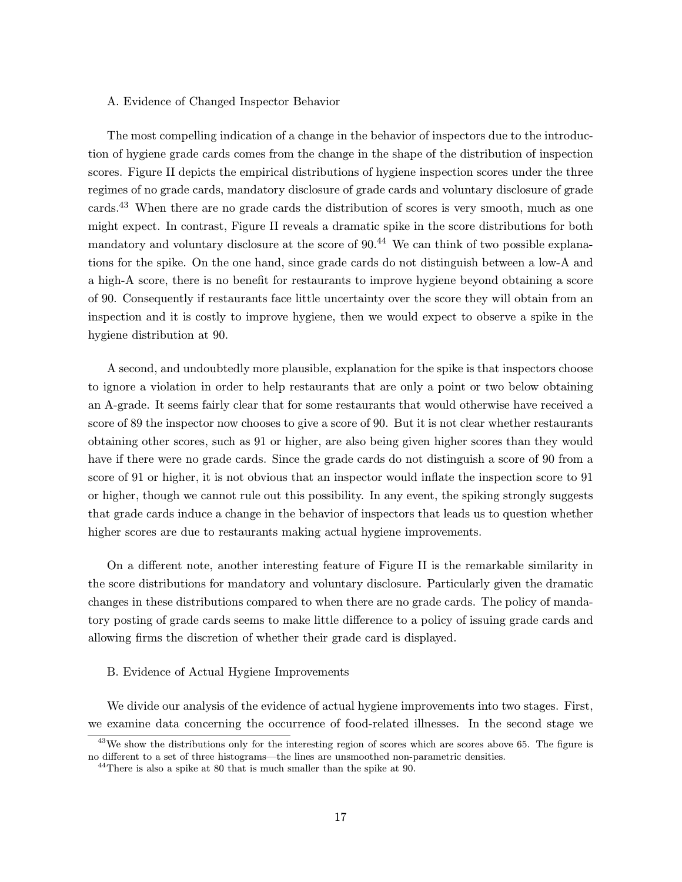### A. Evidence of Changed Inspector Behavior

The most compelling indication of a change in the behavior of inspectors due to the introduction of hygiene grade cards comes from the change in the shape of the distribution of inspection scores. Figure II depicts the empirical distributions of hygiene inspection scores under the three regimes of no grade cards, mandatory disclosure of grade cards and voluntary disclosure of grade cards.[43] When there are no grade cards the distribution of scores is very smooth, much as one might expect. In contrast, Figure II reveals a dramatic spike in the score distributions for both mandatory and voluntary disclosure at the score of 90.[44] We can think of two possible explanations for the spike. On the one hand, since grade cards do not distinguish between a low-A and a high-A score, there is no benefit for restaurants to improve hygiene beyond obtaining a score of 90. Consequently if restaurants face little uncertainty over the score they will obtain from an inspection and it is costly to improve hygiene, then we would expect to observe a spike in the hygiene distribution at 90.

A second, and undoubtedly more plausible, explanation for the spike is that inspectors choose to ignore a violation in order to help restaurants that are only a point or two below obtaining an A-grade. It seems fairly clear that for some restaurants that would otherwise have received a score of 89 the inspector now chooses to give a score of 90. But it is not clear whether restaurants obtaining other scores, such as 91 or higher, are also being given higher scores than they would have if there were no grade cards. Since the grade cards do not distinguish a score of 90 from a score of 91 or higher, it is not obvious that an inspector would inflate the inspection score to 91 or higher, though we cannot rule out this possibility. In any event, the spiking strongly suggests that grade cards induce a change in the behavior of inspectors that leads us to question whether higher scores are due to restaurants making actual hygiene improvements.

On a different note, another interesting feature of Figure II is the remarkable similarity in the score distributions for mandatory and voluntary disclosure. Particularly given the dramatic changes in these distributions compared to when there are no grade cards. The policy of mandatory posting of grade cards seems to make little difference to a policy of issuing grade cards and allowing firms the discretion of whether their grade card is displayed.

### B. Evidence of Actual Hygiene Improvements

We divide our analysis of the evidence of actual hygiene improvements into two stages. First, we examine data concerning the occurrence of food-related illnesses. In the second stage we

[43] We show the distributions only for the interesting region of scores which are scores above 65. The figure is no different to a set of three histograms—the lines are unsmoothed non-parametric densities.

[44] There is also a spike at 80 that is much smaller than the spike at 90.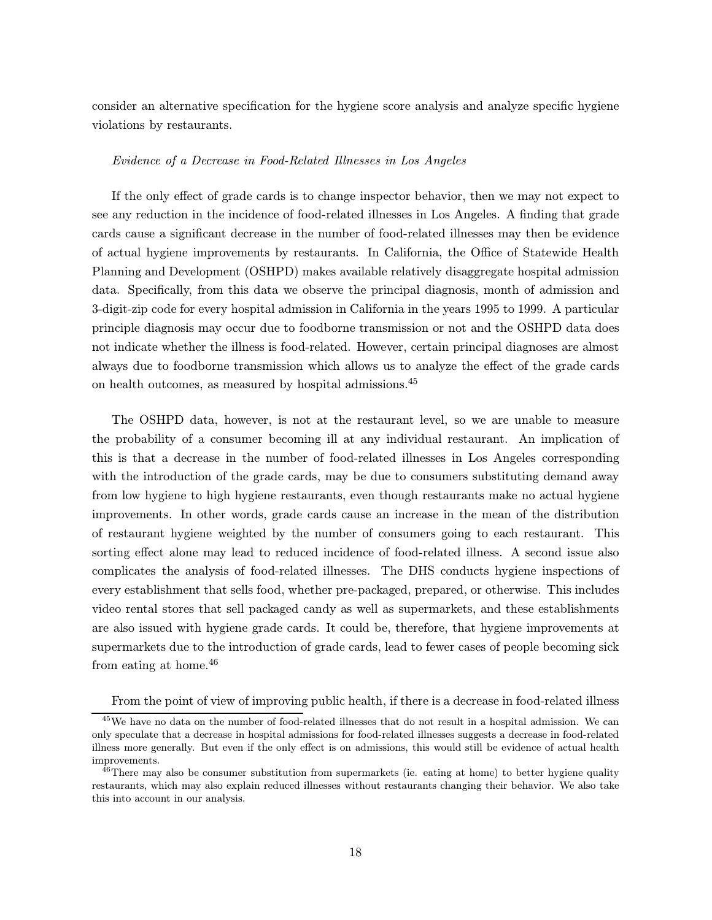consider an alternative specification for the hygiene score analysis and analyze specific hygiene violations by restaurants.

*Evidence of a Decrease in Food-Related Illnesses in Los Angeles*

If the only effect of grade cards is to change inspector behavior, then we may not expect to see any reduction in the incidence of food-related illnesses in Los Angeles. A finding that grade cards cause a significant decrease in the number of food-related illnesses may then be evidence of actual hygiene improvements by restaurants. In California, the Office of Statewide Health Planning and Development (OSHPD) makes available relatively disaggregate hospital admission data. Specifically, from this data we observe the principal diagnosis, month of admission and 3-digit-zip code for every hospital admission in California in the years 1995 to 1999. A particular principle diagnosis may occur due to foodborne transmission or not and the OSHPD data does not indicate whether the illness is food-related. However, certain principal diagnoses are almost always due to foodborne transmission which allows us to analyze the effect of the grade cards on health outcomes, as measured by hospital admissions.[45]

The OSHPD data, however, is not at the restaurant level, so we are unable to measure the probability of a consumer becoming ill at any individual restaurant. An implication of this is that a decrease in the number of food-related illnesses in Los Angeles corresponding with the introduction of the grade cards, may be due to consumers substituting demand away from low hygiene to high hygiene restaurants, even though restaurants make no actual hygiene improvements. In other words, grade cards cause an increase in the mean of the distribution of restaurant hygiene weighted by the number of consumers going to each restaurant. This sorting effect alone may lead to reduced incidence of food-related illness. A second issue also complicates the analysis of food-related illnesses. The DHS conducts hygiene inspections of every establishment that sells food, whether pre-packaged, prepared, or otherwise. This includes video rental stores that sell packaged candy as well as supermarkets, and these establishments are also issued with hygiene grade cards. It could be, therefore, that hygiene improvements at supermarkets due to the introduction of grade cards, lead to fewer cases of people becoming sick from eating at home.[46]

From the point of view of improving public health, if there is a decrease in food-related illness

[45] We have no data on the number of food-related illnesses that do not result in a hospital admission. We can only speculate that a decrease in hospital admissions for food-related illnesses suggests a decrease in food-related illness more generally. But even if the only effect is on admissions, this would still be evidence of actual health improvements.

[46] There may also be consumer substitution from supermarkets (ie. eating at home) to better hygiene quality restaurants, which may also explain reduced illnesses without restaurants changing their behavior. We also take this into account in our analysis.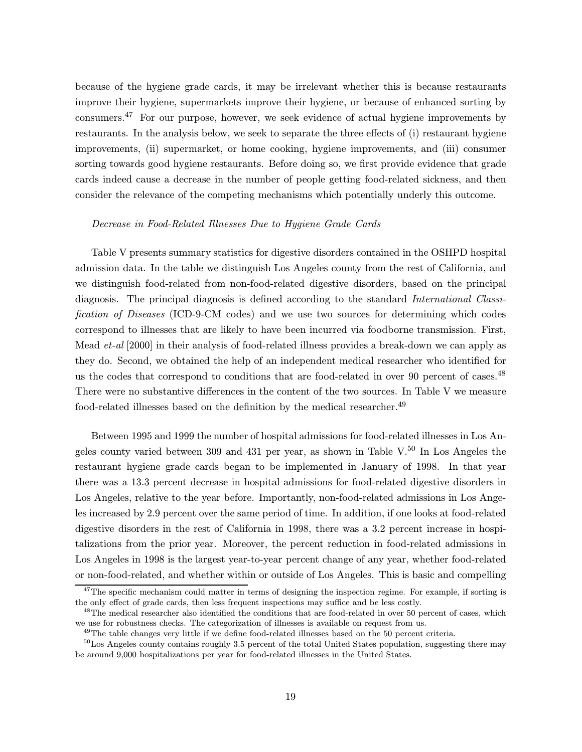because of the hygiene grade cards, it may be irrelevant whether this is because restaurants improve their hygiene, supermarkets improve their hygiene, or because of enhanced sorting by consumers.[47] For our purpose, however, we seek evidence of actual hygiene improvements by restaurants. In the analysis below, we seek to separate the three effects of (i) restaurant hygiene improvements, (ii) supermarket, or home cooking, hygiene improvements, and (iii) consumer sorting towards good hygiene restaurants. Before doing so, we first provide evidence that grade cards indeed cause a decrease in the number of people getting food-related sickness, and then consider the relevance of the competing mechanisms which potentially underly this outcome.

*Decrease in Food-Related Illnesses Due to Hygiene Grade Cards*

Table V presents summary statistics for digestive disorders contained in the OSHPD hospital admission data. In the table we distinguish Los Angeles county from the rest of California, and we distinguish food-related from non-food-related digestive disorders, based on the principal diagnosis. The principal diagnosis is defined according to the standard *International Classification of Diseases* (ICD-9-CM codes) and we use two sources for determining which codes correspond to illnesses that are likely to have been incurred via foodborne transmission. First, Mead *et-al* [2000] in their analysis of food-related illness provides a break-down we can apply as they do. Second, we obtained the help of an independent medical researcher who identified for us the codes that correspond to conditions that are food-related in over 90 percent of cases.[48] There were no substantive differences in the content of the two sources. In Table V we measure food-related illnesses based on the definition by the medical researcher.[49]

Between 1995 and 1999 the number of hospital admissions for food-related illnesses in Los Angeles county varied between 309 and 431 per year, as shown in Table V.[50] In Los Angeles the restaurant hygiene grade cards began to be implemented in January of 1998. In that year there was a 13.3 percent decrease in hospital admissions for food-related digestive disorders in Los Angeles, relative to the year before. Importantly, non-food-related admissions in Los Angeles increased by 2.9 percent over the same period of time. In addition, if one looks at food-related digestive disorders in the rest of California in 1998, there was a 3.2 percent increase in hospitalizations from the prior year. Moreover, the percent reduction in food-related admissions in Los Angeles in 1998 is the largest year-to-year percent change of any year, whether food-related or non-food-related, and whether within or outside of Los Angeles. This is basic and compelling

[47] The specific mechanism could matter in terms of designing the inspection regime. For example, if sorting is the only effect of grade cards, then less frequent inspections may suffice and be less costly.

[48] The medical researcher also identified the conditions that are food-related in over 50 percent of cases, which we use for robustness checks. The categorization of illnesses is available on request from us.

[49] The table changes very little if we define food-related illnesses based on the 50 percent criteria.

[50] Los Angeles county contains roughly 3.5 percent of the total United States population, suggesting there may be around 9,000 hospitalizations per year for food-related illnesses in the United States.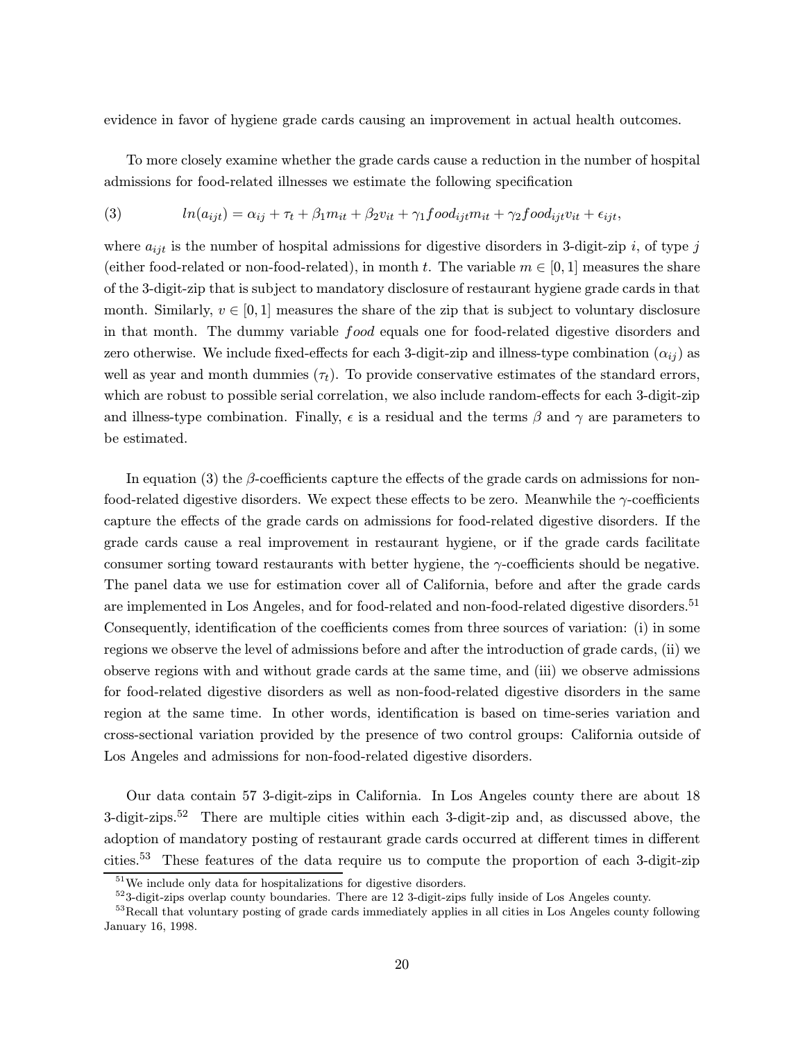evidence in favor of hygiene grade cards causing an improvement in actual health outcomes.

To more closely examine whether the grade cards cause a reduction in the number of hospital admissions for food-related illnesses we estimate the following specification

$$ln(a_{ijt}) = \alpha_{ij} + \tau_t + \beta_1 m_{it} + \beta_2 v_{it} + \gamma_1 food_{ijt} m_{it} + \gamma_2 food_{ijt} v_{it} + \epsilon_{ijt}, \quad (3)$$

where $a_{ijt}$ is the number of hospital admissions for digestive disorders in 3-digit-zip $i$, of type $j$ (either food-related or non-food-related), in month $t$. The variable $m \in [0, 1]$ measures the share of the 3-digit-zip that is subject to mandatory disclosure of restaurant hygiene grade cards in that month. Similarly, $v \in [0, 1]$ measures the share of the zip that is subject to voluntary disclosure in that month. The dummy variable $food$ equals one for food-related digestive disorders and zero otherwise. We include fixed-effects for each 3-digit-zip and illness-type combination ($\alpha_{ij}$) as well as year and month dummies ($\tau_t$). To provide conservative estimates of the standard errors, which are robust to possible serial correlation, we also include random-effects for each 3-digit-zip and illness-type combination. Finally, $\epsilon$ is a residual and the terms $\beta$ and $\gamma$ are parameters to be estimated.

In equation (3) the $\beta$-coefficients capture the effects of the grade cards on admissions for non-food-related digestive disorders. We expect these effects to be zero. Meanwhile the $\gamma$-coefficients capture the effects of the grade cards on admissions for food-related digestive disorders. If the grade cards cause a real improvement in restaurant hygiene, or if the grade cards facilitate consumer sorting toward restaurants with better hygiene, the $\gamma$-coefficients should be negative. The panel data we use for estimation cover all of California, before and after the grade cards are implemented in Los Angeles, and for food-related and non-food-related digestive disorders.[51] Consequently, identification of the coefficients comes from three sources of variation: (i) in some regions we observe the level of admissions before and after the introduction of grade cards, (ii) we observe regions with and without grade cards at the same time, and (iii) we observe admissions for food-related digestive disorders as well as non-food-related digestive disorders in the same region at the same time. In other words, identification is based on time-series variation and cross-sectional variation provided by the presence of two control groups: California outside of Los Angeles and admissions for non-food-related digestive disorders.

Our data contain 57 3-digit-zips in California. In Los Angeles county there are about 18 3-digit-zips.[52] There are multiple cities within each 3-digit-zip and, as discussed above, the adoption of mandatory posting of restaurant grade cards occurred at different times in different cities.[53] These features of the data require us to compute the proportion of each 3-digit-zip

[51] We include only data for hospitalizations for digestive disorders.

[52] 3-digit-zips overlap county boundaries. There are 12 3-digit-zips fully inside of Los Angeles county.

[53] Recall that voluntary posting of grade cards immediately applies in all cities in Los Angeles county following January 16, 1998.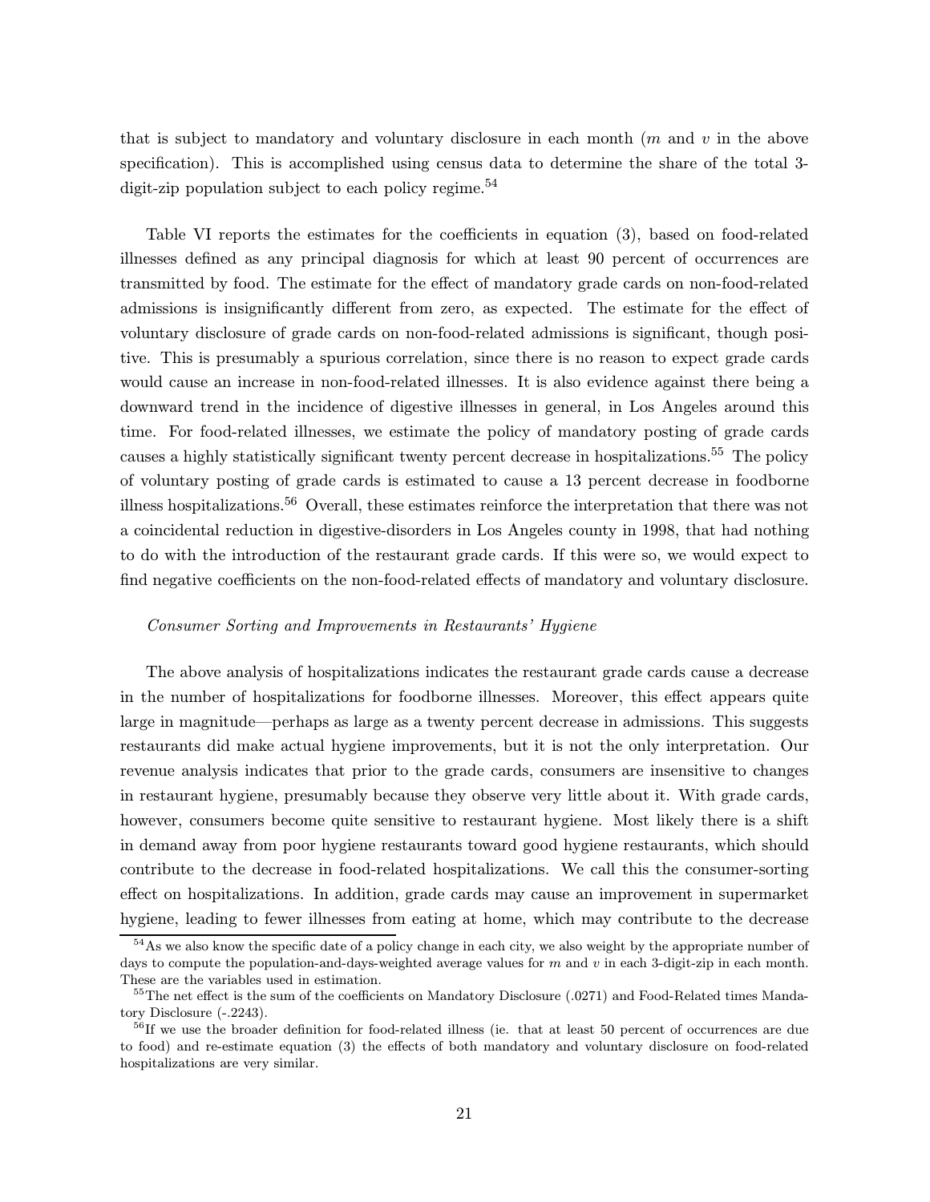that is subject to mandatory and voluntary disclosure in each month ($m$ and $v$ in the above specification). This is accomplished using census data to determine the share of the total 3-digit-zip population subject to each policy regime.[54]

Table VI reports the estimates for the coefficients in equation (3), based on food-related illnesses defined as any principal diagnosis for which at least 90 percent of occurrences are transmitted by food. The estimate for the effect of mandatory grade cards on non-food-related admissions is insignificantly different from zero, as expected. The estimate for the effect of voluntary disclosure of grade cards on non-food-related admissions is significant, though positive. This is presumably a spurious correlation, since there is no reason to expect grade cards would cause an increase in non-food-related illnesses. It is also evidence against there being a downward trend in the incidence of digestive illnesses in general, in Los Angeles around this time. For food-related illnesses, we estimate the policy of mandatory posting of grade cards causes a highly statistically significant twenty percent decrease in hospitalizations.[55] The policy of voluntary posting of grade cards is estimated to cause a 13 percent decrease in foodborne illness hospitalizations.[56] Overall, these estimates reinforce the interpretation that there was not a coincidental reduction in digestive-disorders in Los Angeles county in 1998, that had nothing to do with the introduction of the restaurant grade cards. If this were so, we would expect to find negative coefficients on the non-food-related effects of mandatory and voluntary disclosure.

*Consumer Sorting and Improvements in Restaurants' Hygiene*

The above analysis of hospitalizations indicates the restaurant grade cards cause a decrease in the number of hospitalizations for foodborne illnesses. Moreover, this effect appears quite large in magnitude—perhaps as large as a twenty percent decrease in admissions. This suggests restaurants did make actual hygiene improvements, but it is not the only interpretation. Our revenue analysis indicates that prior to the grade cards, consumers are insensitive to changes in restaurant hygiene, presumably because they observe very little about it. With grade cards, however, consumers become quite sensitive to restaurant hygiene. Most likely there is a shift in demand away from poor hygiene restaurants toward good hygiene restaurants, which should contribute to the decrease in food-related hospitalizations. We call this the consumer-sorting effect on hospitalizations. In addition, grade cards may cause an improvement in supermarket hygiene, leading to fewer illnesses from eating at home, which may contribute to the decrease

[54] As we also know the specific date of a policy change in each city, we also weight by the appropriate number of days to compute the population-and-days-weighted average values for $m$ and $v$ in each 3-digit-zip in each month. These are the variables used in estimation.

[55] The net effect is the sum of the coefficients on Mandatory Disclosure (.0271) and Food-Related times Mandatory Disclosure (-.2243).

[56] If we use the broader definition for food-related illness (ie. that at least 50 percent of occurrences are due to food) and re-estimate equation (3) the effects of both mandatory and voluntary disclosure on food-related hospitalizations are very similar.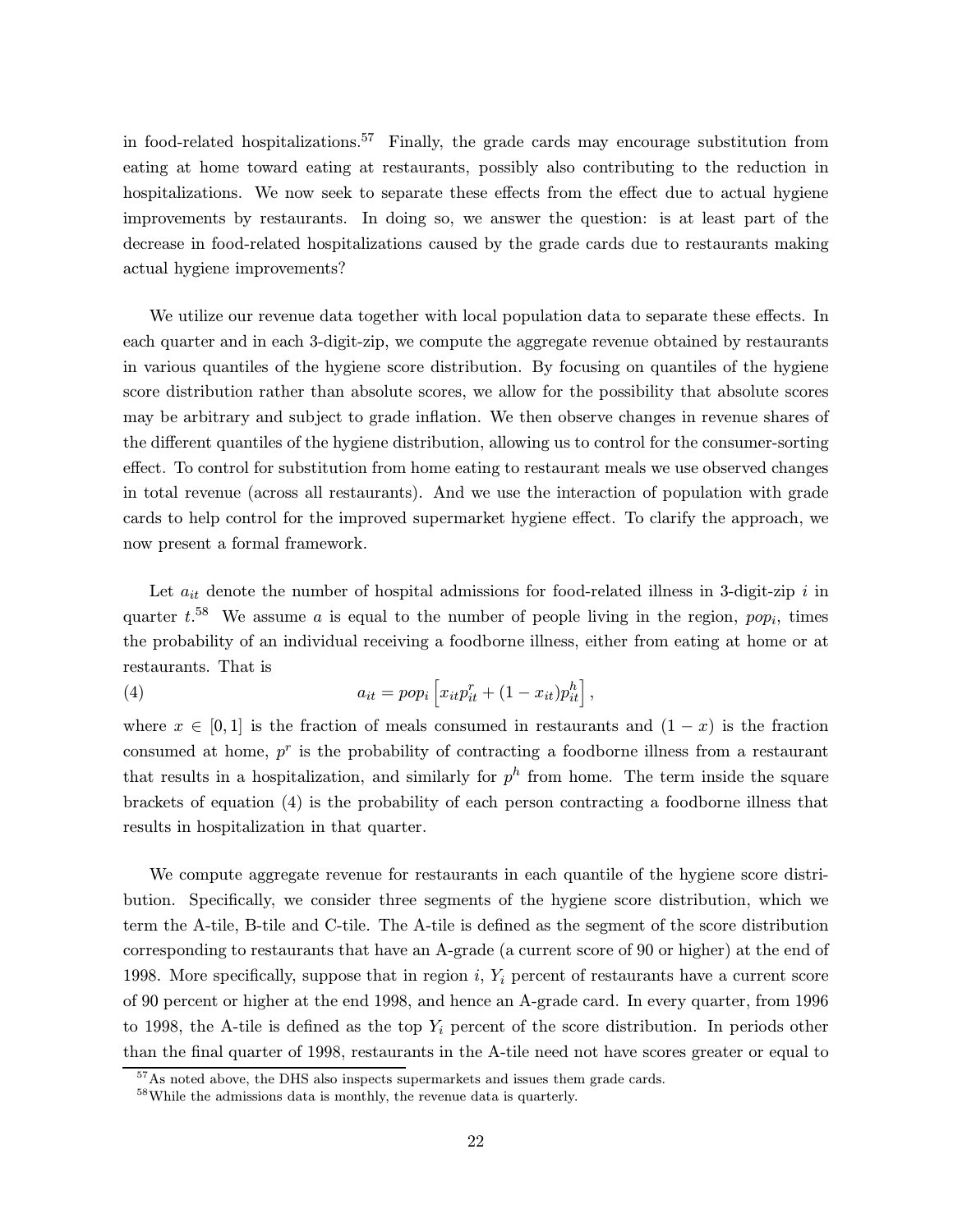in food-related hospitalizations.[57] Finally, the grade cards may encourage substitution from eating at home toward eating at restaurants, possibly also contributing to the reduction in hospitalizations. We now seek to separate these effects from the effect due to actual hygiene improvements by restaurants. In doing so, we answer the question: is at least part of the decrease in food-related hospitalizations caused by the grade cards due to restaurants making actual hygiene improvements?

We utilize our revenue data together with local population data to separate these effects. In each quarter and in each 3-digit-zip, we compute the aggregate revenue obtained by restaurants in various quantiles of the hygiene score distribution. By focusing on quantiles of the hygiene score distribution rather than absolute scores, we allow for the possibility that absolute scores may be arbitrary and subject to grade inflation. We then observe changes in revenue shares of the different quantiles of the hygiene distribution, allowing us to control for the consumer-sorting effect. To control for substitution from home eating to restaurant meals we use observed changes in total revenue (across all restaurants). And we use the interaction of population with grade cards to help control for the improved supermarket hygiene effect. To clarify the approach, we now present a formal framework.

Let $a_{it}$ denote the number of hospital admissions for food-related illness in 3-digit-zip $i$ in quarter $t$.[58] We assume $a$ is equal to the number of people living in the region, $pop_i$, times the probability of an individual receiving a foodborne illness, either from eating at home or at restaurants. That is

$$a_{it} = pop_i \left[ x_{it} p_{it}^r + (1 - x_{it}) p_{it}^h \right], \tag{4}$$

where $x \in [0, 1]$ is the fraction of meals consumed in restaurants and $(1 - x)$ is the fraction consumed at home, $p^r$ is the probability of contracting a foodborne illness from a restaurant that results in a hospitalization, and similarly for $p^h$ from home. The term inside the square brackets of equation (4) is the probability of each person contracting a foodborne illness that results in hospitalization in that quarter.

We compute aggregate revenue for restaurants in each quantile of the hygiene score distribution. Specifically, we consider three segments of the hygiene score distribution, which we term the A-tile, B-tile and C-tile. The A-tile is defined as the segment of the score distribution corresponding to restaurants that have an A-grade (a current score of 90 or higher) at the end of 1998. More specifically, suppose that in region $i$, $Y_i$ percent of restaurants have a current score of 90 percent or higher at the end 1998, and hence an A-grade card. In every quarter, from 1996 to 1998, the A-tile is defined as the top $Y_i$ percent of the score distribution. In periods other than the final quarter of 1998, restaurants in the A-tile need not have scores greater or equal to

[57] As noted above, the DHS also inspects supermarkets and issues them grade cards.

[58] While the admissions data is monthly, the revenue data is quarterly.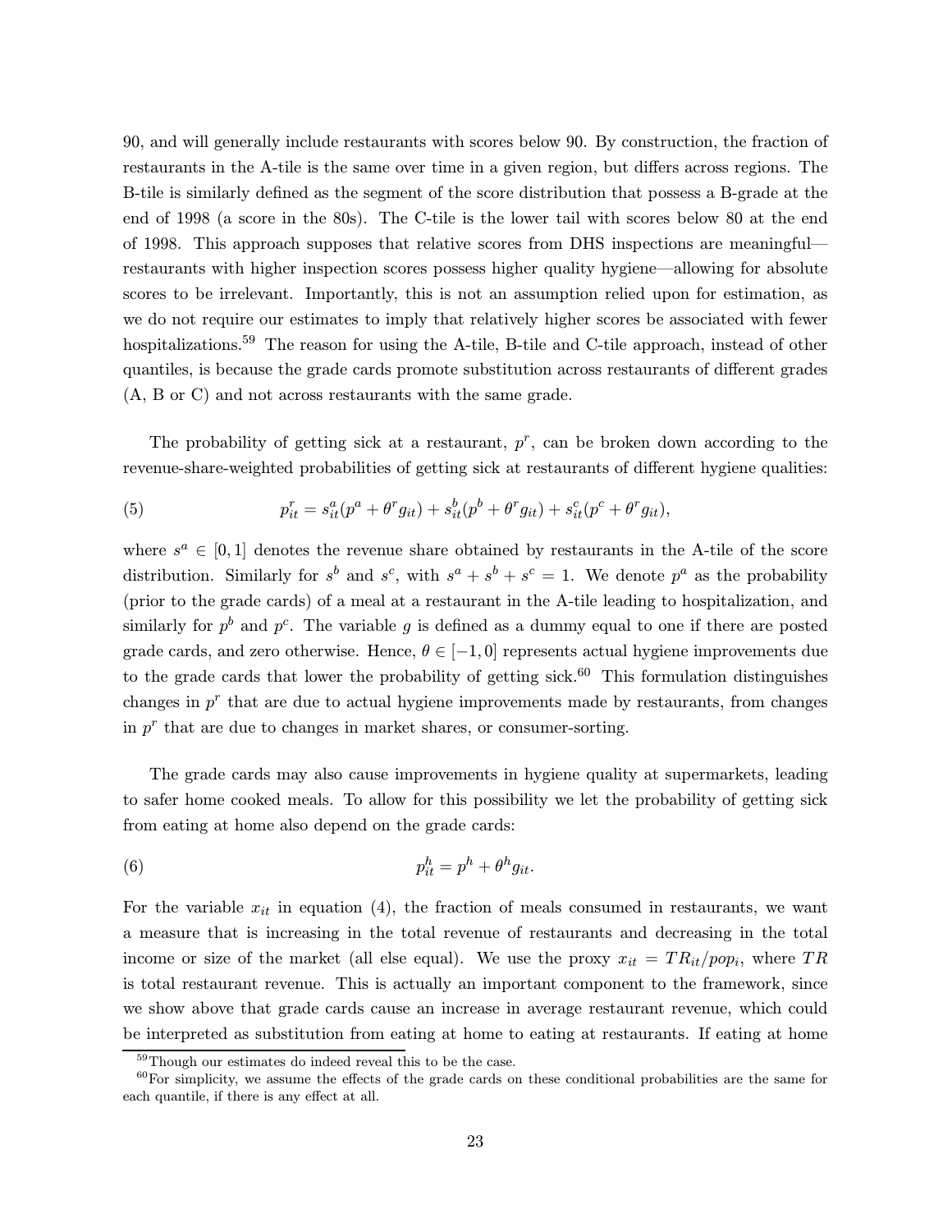90, and will generally include restaurants with scores below 90. By construction, the fraction of restaurants in the A-tile is the same over time in a given region, but differs across regions. The B-tile is similarly defined as the segment of the score distribution that possess a B-grade at the end of 1998 (a score in the 80s). The C-tile is the lower tail with scores below 80 at the end of 1998. This approach supposes that relative scores from DHS inspections are meaningful—restaurants with higher inspection scores possess higher quality hygiene—allowing for absolute scores to be irrelevant. Importantly, this is not an assumption relied upon for estimation, as we do not require our estimates to imply that relatively higher scores be associated with fewer hospitalizations.[59] The reason for using the A-tile, B-tile and C-tile approach, instead of other quantiles, is because the grade cards promote substitution across restaurants of different grades (A, B or C) and not across restaurants with the same grade.

The probability of getting sick at a restaurant, $p^r$, can be broken down according to the revenue-share-weighted probabilities of getting sick at restaurants of different hygiene qualities:

$$p^r_{it} = s^a_{it}(p^a + \theta^r g_{it}) + s^b_{it}(p^b + \theta^r g_{it}) + s^c_{it}(p^c + \theta^r g_{it}), \tag{5}$$

where $s^a \in [0, 1]$ denotes the revenue share obtained by restaurants in the A-tile of the score distribution. Similarly for $s^b$ and $s^c$, with $s^a + s^b + s^c = 1$. We denote $p^a$ as the probability (prior to the grade cards) of a meal at a restaurant in the A-tile leading to hospitalization, and similarly for $p^b$ and $p^c$. The variable $g$ is defined as a dummy equal to one if there are posted grade cards, and zero otherwise. Hence, $\theta \in [-1, 0]$ represents actual hygiene improvements due to the grade cards that lower the probability of getting sick.[60] This formulation distinguishes changes in $p^r$ that are due to actual hygiene improvements made by restaurants, from changes in $p^r$ that are due to changes in market shares, or consumer-sorting.

The grade cards may also cause improvements in hygiene quality at supermarkets, leading to safer home cooked meals. To allow for this possibility we let the probability of getting sick from eating at home also depend on the grade cards:

$$p^h_{it} = p^h + \theta^h g_{it}. \tag{6}$$

For the variable $x_{it}$ in equation (4), the fraction of meals consumed in restaurants, we want a measure that is increasing in the total revenue of restaurants and decreasing in the total income or size of the market (all else equal). We use the proxy $x_{it} = TR_{it}/pop_i$, where $TR$ is total restaurant revenue. This is actually an important component to the framework, since we show above that grade cards cause an increase in average restaurant revenue, which could be interpreted as substitution from eating at home to eating at restaurants. If eating at home

[59] Though our estimates do indeed reveal this to be the case.

[60] For simplicity, we assume the effects of the grade cards on these conditional probabilities are the same for each quantile, if there is any effect at all.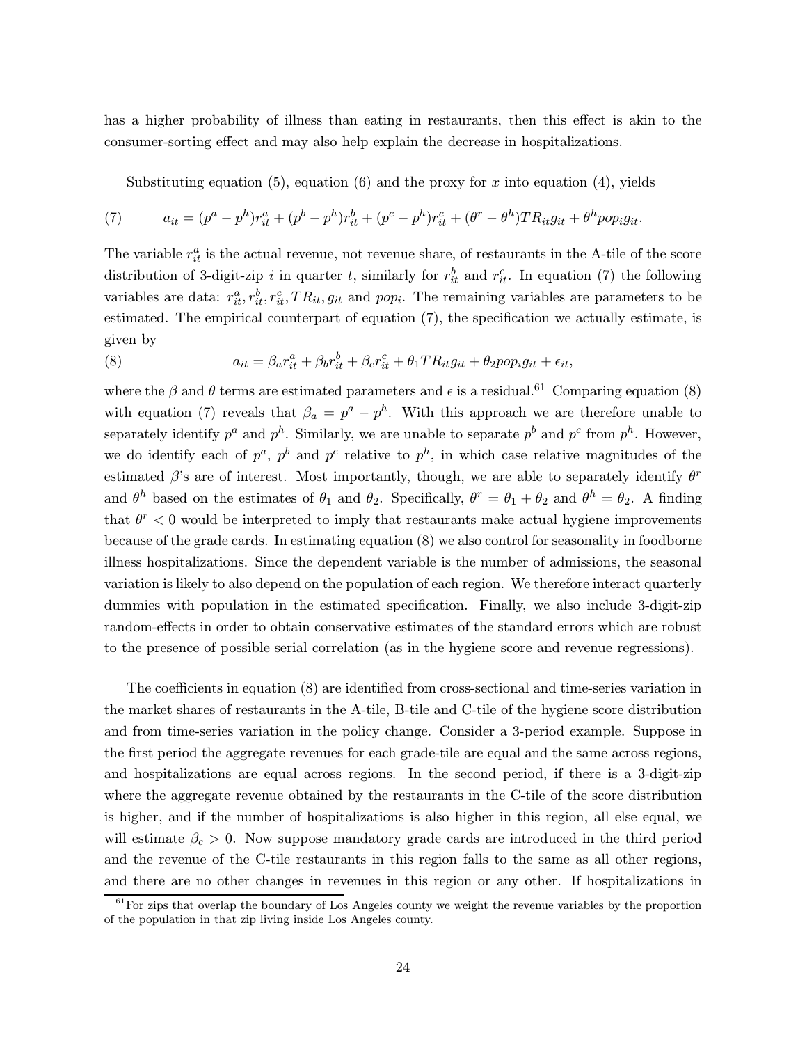has a higher probability of illness than eating in restaurants, then this effect is akin to the consumer-sorting effect and may also help explain the decrease in hospitalizations.

Substituting equation (5), equation (6) and the proxy for $x$ into equation (4), yields

$$a_{it} = (p^a - p^h)r^a_{it} + (p^b - p^h)r^b_{it} + (p^c - p^h)r^c_{it} + (\theta^r - \theta^h)TR_{it}g_{it} + \theta^h pop_i g_{it}. \tag{7}$$

The variable $r^a_{it}$ is the actual revenue, not revenue share, of restaurants in the A-tile of the score distribution of 3-digit-zip $i$ in quarter $t$, similarly for $r^b_{it}$ and $r^c_{it}$. In equation (7) the following variables are data: $r^a_{it}, r^b_{it}, r^c_{it}, TR_{it}, g_{it}$ and $pop_i$. The remaining variables are parameters to be estimated. The empirical counterpart of equation (7), the specification we actually estimate, is given by

$$a_{it} = \beta_a r^a_{it} + \beta_b r^b_{it} + \beta_c r^c_{it} + \theta_1 TR_{it}g_{it} + \theta_2 pop_i g_{it} + \epsilon_{it}, \tag{8}$$

where the $\beta$ and $\theta$ terms are estimated parameters and $\epsilon$ is a residual.[61] Comparing equation (8) with equation (7) reveals that $\beta_a = p^a - p^h$. With this approach we are therefore unable to separately identify $p^a$ and $p^h$. Similarly, we are unable to separate $p^b$ and $p^c$ from $p^h$. However, we do identify each of $p^a$, $p^b$ and $p^c$ relative to $p^h$, in which case relative magnitudes of the estimated $\beta$'s are of interest. Most importantly, though, we are able to separately identify $\theta^r$ and $\theta^h$ based on the estimates of $\theta_1$ and $\theta_2$. Specifically, $\theta^r = \theta_1 + \theta_2$ and $\theta^h = \theta_2$. A finding that $\theta^r < 0$ would be interpreted to imply that restaurants make actual hygiene improvements because of the grade cards. In estimating equation (8) we also control for seasonality in foodborne illness hospitalizations. Since the dependent variable is the number of admissions, the seasonal variation is likely to also depend on the population of each region. We therefore interact quarterly dummies with population in the estimated specification. Finally, we also include 3-digit-zip random-effects in order to obtain conservative estimates of the standard errors which are robust to the presence of possible serial correlation (as in the hygiene score and revenue regressions).

The coefficients in equation (8) are identified from cross-sectional and time-series variation in the market shares of restaurants in the A-tile, B-tile and C-tile of the hygiene score distribution and from time-series variation in the policy change. Consider a 3-period example. Suppose in the first period the aggregate revenues for each grade-tile are equal and the same across regions, and hospitalizations are equal across regions. In the second period, if there is a 3-digit-zip where the aggregate revenue obtained by the restaurants in the C-tile of the score distribution is higher, and if the number of hospitalizations is also higher in this region, all else equal, we will estimate $\beta_c > 0$. Now suppose mandatory grade cards are introduced in the third period and the revenue of the C-tile restaurants in this region falls to the same as all other regions, and there are no other changes in revenues in this region or any other. If hospitalizations in

[61] For zips that overlap the boundary of Los Angeles county we weight the revenue variables by the proportion of the population in that zip living inside Los Angeles county.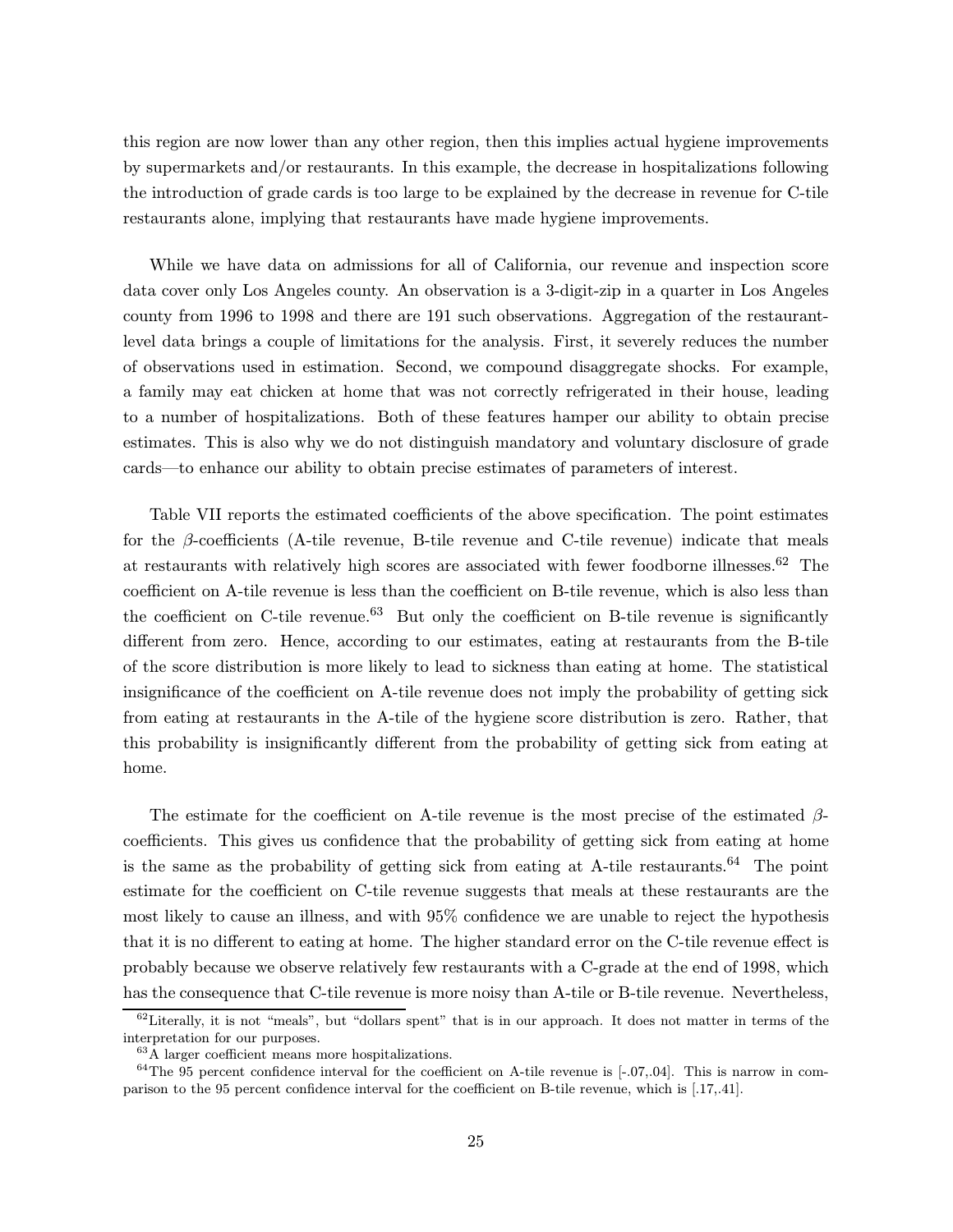this region are now lower than any other region, then this implies actual hygiene improvements by supermarkets and/or restaurants. In this example, the decrease in hospitalizations following the introduction of grade cards is too large to be explained by the decrease in revenue for C-tile restaurants alone, implying that restaurants have made hygiene improvements.

While we have data on admissions for all of California, our revenue and inspection score data cover only Los Angeles county. An observation is a 3-digit-zip in a quarter in Los Angeles county from 1996 to 1998 and there are 191 such observations. Aggregation of the restaurant-level data brings a couple of limitations for the analysis. First, it severely reduces the number of observations used in estimation. Second, we compound disaggregate shocks. For example, a family may eat chicken at home that was not correctly refrigerated in their house, leading to a number of hospitalizations. Both of these features hamper our ability to obtain precise estimates. This is also why we do not distinguish mandatory and voluntary disclosure of grade cards—to enhance our ability to obtain precise estimates of parameters of interest.

Table VII reports the estimated coefficients of the above specification. The point estimates for the $\beta$-coefficients (A-tile revenue, B-tile revenue and C-tile revenue) indicate that meals at restaurants with relatively high scores are associated with fewer foodborne illnesses.[62] The coefficient on A-tile revenue is less than the coefficient on B-tile revenue, which is also less than the coefficient on C-tile revenue.[63] But only the coefficient on B-tile revenue is significantly different from zero. Hence, according to our estimates, eating at restaurants from the B-tile of the score distribution is more likely to lead to sickness than eating at home. The statistical insignificance of the coefficient on A-tile revenue does not imply the probability of getting sick from eating at restaurants in the A-tile of the hygiene score distribution is zero. Rather, that this probability is insignificantly different from the probability of getting sick from eating at home.

The estimate for the coefficient on A-tile revenue is the most precise of the estimated $\beta$-coefficients. This gives us confidence that the probability of getting sick from eating at home is the same as the probability of getting sick from eating at A-tile restaurants.[64] The point estimate for the coefficient on C-tile revenue suggests that meals at these restaurants are the most likely to cause an illness, and with 95% confidence we are unable to reject the hypothesis that it is no different to eating at home. The higher standard error on the C-tile revenue effect is probably because we observe relatively few restaurants with a C-grade at the end of 1998, which has the consequence that C-tile revenue is more noisy than A-tile or B-tile revenue. Nevertheless,

[62] Literally, it is not "meals", but "dollars spent" that is in our approach. It does not matter in terms of the interpretation for our purposes.

[63] A larger coefficient means more hospitalizations.

[64] The 95 percent confidence interval for the coefficient on A-tile revenue is [-.07,.04]. This is narrow in comparison to the 95 percent confidence interval for the coefficient on B-tile revenue, which is [.17,.41].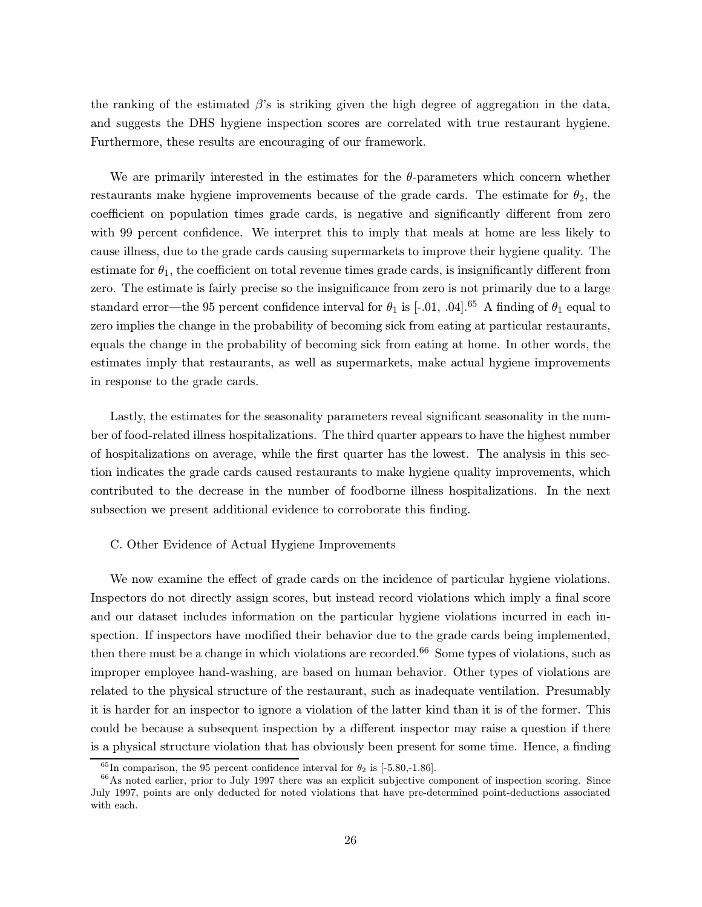the ranking of the estimated $\beta$'s is striking given the high degree of aggregation in the data, and suggests the DHS hygiene inspection scores are correlated with true restaurant hygiene. Furthermore, these results are encouraging of our framework.

We are primarily interested in the estimates for the $\theta$-parameters which concern whether restaurants make hygiene improvements because of the grade cards. The estimate for $\theta_2$, the coefficient on population times grade cards, is negative and significantly different from zero with 99 percent confidence. We interpret this to imply that meals at home are less likely to cause illness, due to the grade cards causing supermarkets to improve their hygiene quality. The estimate for $\theta_1$, the coefficient on total revenue times grade cards, is insignificantly different from zero. The estimate is fairly precise so the insignificance from zero is not primarily due to a large standard error—the 95 percent confidence interval for $\theta_1$ is [-.01, .04].[65] A finding of $\theta_1$ equal to zero implies the change in the probability of becoming sick from eating at particular restaurants, equals the change in the probability of becoming sick from eating at home. In other words, the estimates imply that restaurants, as well as supermarkets, make actual hygiene improvements in response to the grade cards.

Lastly, the estimates for the seasonality parameters reveal significant seasonality in the number of food-related illness hospitalizations. The third quarter appears to have the highest number of hospitalizations on average, while the first quarter has the lowest. The analysis in this section indicates the grade cards caused restaurants to make hygiene quality improvements, which contributed to the decrease in the number of foodborne illness hospitalizations. In the next subsection we present additional evidence to corroborate this finding.

C. Other Evidence of Actual Hygiene Improvements

We now examine the effect of grade cards on the incidence of particular hygiene violations. Inspectors do not directly assign scores, but instead record violations which imply a final score and our dataset includes information on the particular hygiene violations incurred in each inspection. If inspectors have modified their behavior due to the grade cards being implemented, then there must be a change in which violations are recorded.[66] Some types of violations, such as improper employee hand-washing, are based on human behavior. Other types of violations are related to the physical structure of the restaurant, such as inadequate ventilation. Presumably it is harder for an inspector to ignore a violation of the latter kind than it is of the former. This could be because a subsequent inspection by a different inspector may raise a question if there is a physical structure violation that has obviously been present for some time. Hence, a finding

[65] In comparison, the 95 percent confidence interval for $\theta_2$ is [-5.80,-1.86].

[66] As noted earlier, prior to July 1997 there was an explicit subjective component of inspection scoring. Since July 1997, points are only deducted for noted violations that have pre-determined point-deductions associated with each.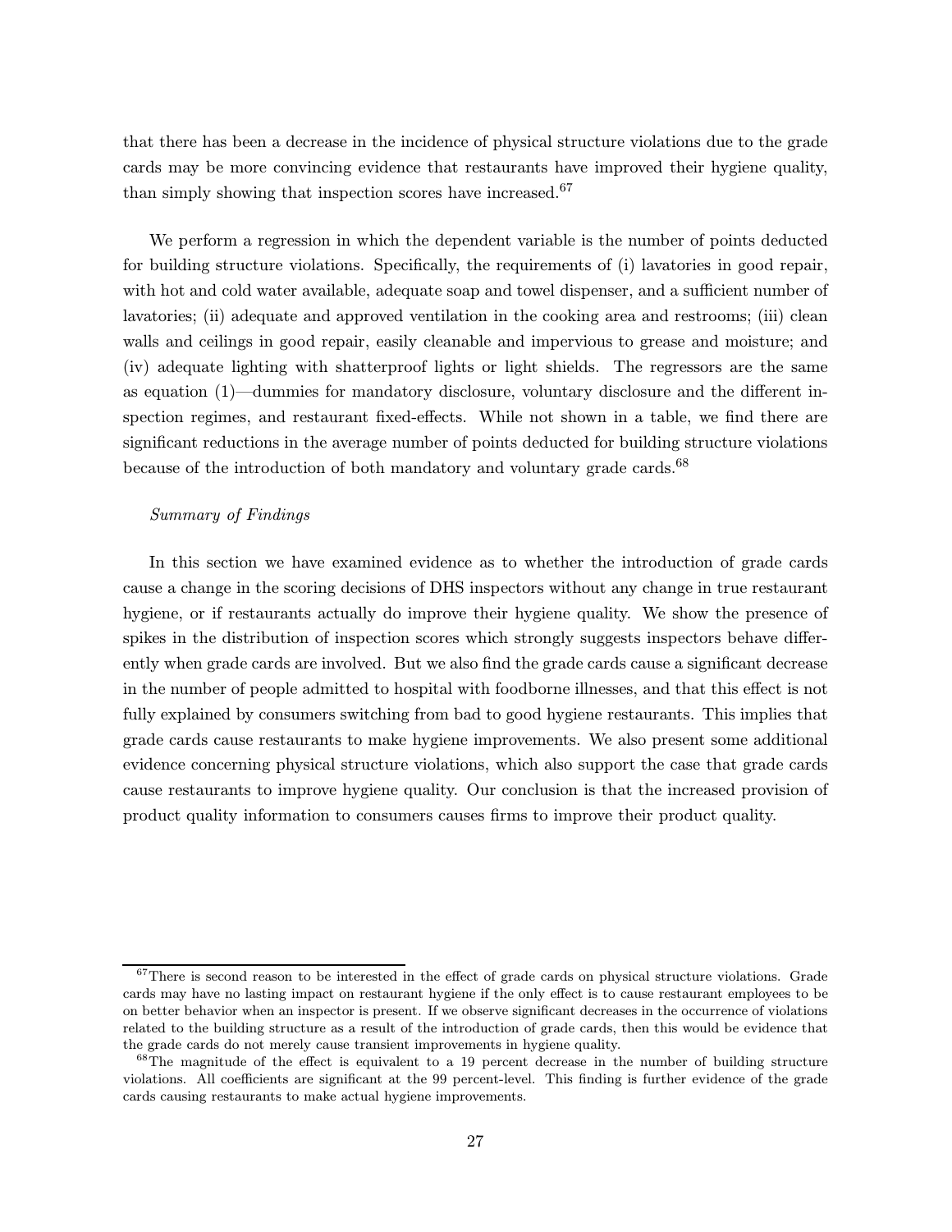that there has been a decrease in the incidence of physical structure violations due to the grade cards may be more convincing evidence that restaurants have improved their hygiene quality, than simply showing that inspection scores have increased.[67]

We perform a regression in which the dependent variable is the number of points deducted for building structure violations. Specifically, the requirements of (i) lavatories in good repair, with hot and cold water available, adequate soap and towel dispenser, and a sufficient number of lavatories; (ii) adequate and approved ventilation in the cooking area and restrooms; (iii) clean walls and ceilings in good repair, easily cleanable and impervious to grease and moisture; and (iv) adequate lighting with shatterproof lights or light shields. The regressors are the same as equation (1)—dummies for mandatory disclosure, voluntary disclosure and the different inspection regimes, and restaurant fixed-effects. While not shown in a table, we find there are significant reductions in the average number of points deducted for building structure violations because of the introduction of both mandatory and voluntary grade cards.[68]

*Summary of Findings*

In this section we have examined evidence as to whether the introduction of grade cards cause a change in the scoring decisions of DHS inspectors without any change in true restaurant hygiene, or if restaurants actually do improve their hygiene quality. We show the presence of spikes in the distribution of inspection scores which strongly suggests inspectors behave differently when grade cards are involved. But we also find the grade cards cause a significant decrease in the number of people admitted to hospital with foodborne illnesses, and that this effect is not fully explained by consumers switching from bad to good hygiene restaurants. This implies that grade cards cause restaurants to make hygiene improvements. We also present some additional evidence concerning physical structure violations, which also support the case that grade cards cause restaurants to improve hygiene quality. Our conclusion is that the increased provision of product quality information to consumers causes firms to improve their product quality.

---

[67] There is second reason to be interested in the effect of grade cards on physical structure violations. Grade cards may have no lasting impact on restaurant hygiene if the only effect is to cause restaurant employees to be on better behavior when an inspector is present. If we observe significant decreases in the occurrence of violations related to the building structure as a result of the introduction of grade cards, then this would be evidence that the grade cards do not merely cause transient improvements in hygiene quality.

[68] The magnitude of the effect is equivalent to a 19 percent decrease in the number of building structure violations. All coefficients are significant at the 99 percent-level. This finding is further evidence of the grade cards causing restaurants to make actual hygiene improvements.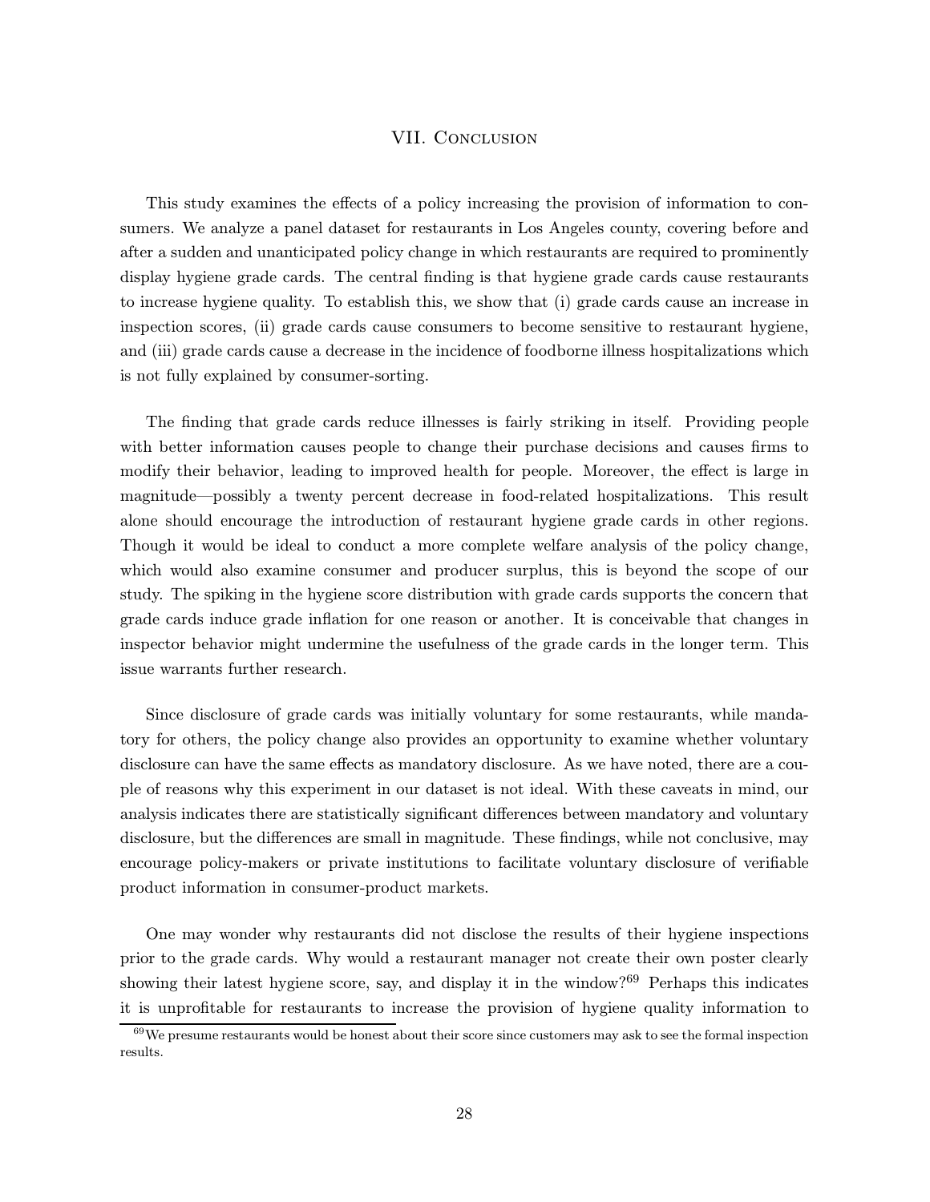# VII. Conclusion

This study examines the effects of a policy increasing the provision of information to consumers. We analyze a panel dataset for restaurants in Los Angeles county, covering before and after a sudden and unanticipated policy change in which restaurants are required to prominently display hygiene grade cards. The central finding is that hygiene grade cards cause restaurants to increase hygiene quality. To establish this, we show that (i) grade cards cause an increase in inspection scores, (ii) grade cards cause consumers to become sensitive to restaurant hygiene, and (iii) grade cards cause a decrease in the incidence of foodborne illness hospitalizations which is not fully explained by consumer-sorting.

The finding that grade cards reduce illnesses is fairly striking in itself. Providing people with better information causes people to change their purchase decisions and causes firms to modify their behavior, leading to improved health for people. Moreover, the effect is large in magnitude—possibly a twenty percent decrease in food-related hospitalizations. This result alone should encourage the introduction of restaurant hygiene grade cards in other regions. Though it would be ideal to conduct a more complete welfare analysis of the policy change, which would also examine consumer and producer surplus, this is beyond the scope of our study. The spiking in the hygiene score distribution with grade cards supports the concern that grade cards induce grade inflation for one reason or another. It is conceivable that changes in inspector behavior might undermine the usefulness of the grade cards in the longer term. This issue warrants further research.

Since disclosure of grade cards was initially voluntary for some restaurants, while mandatory for others, the policy change also provides an opportunity to examine whether voluntary disclosure can have the same effects as mandatory disclosure. As we have noted, there are a couple of reasons why this experiment in our dataset is not ideal. With these caveats in mind, our analysis indicates there are statistically significant differences between mandatory and voluntary disclosure, but the differences are small in magnitude. These findings, while not conclusive, may encourage policy-makers or private institutions to facilitate voluntary disclosure of verifiable product information in consumer-product markets.

One may wonder why restaurants did not disclose the results of their hygiene inspections prior to the grade cards. Why would a restaurant manager not create their own poster clearly showing their latest hygiene score, say, and display it in the window?[69] Perhaps this indicates it is unprofitable for restaurants to increase the provision of hygiene quality information to

[69] We presume restaurants would be honest about their score since customers may ask to see the formal inspection results.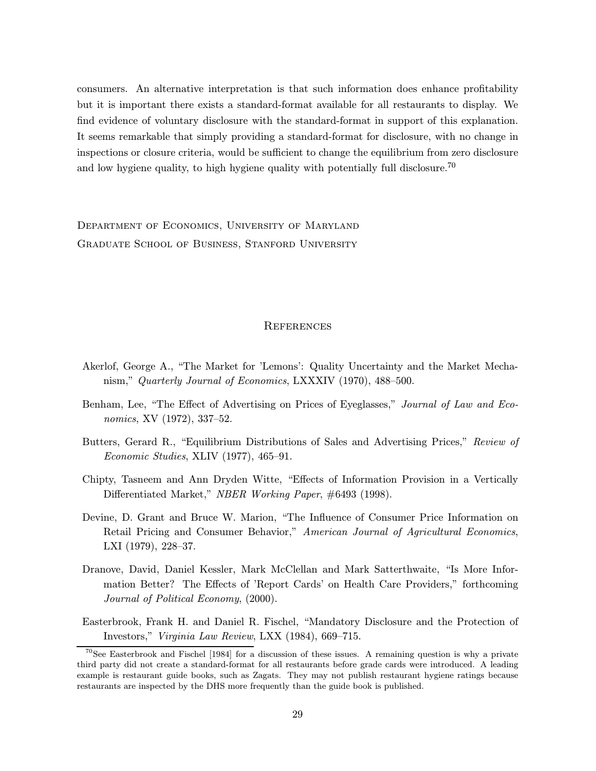consumers. An alternative interpretation is that such information does enhance profitability but it is important there exists a standard-format available for all restaurants to display. We find evidence of voluntary disclosure with the standard-format in support of this explanation. It seems remarkable that simply providing a standard-format for disclosure, with no change in inspections or closure criteria, would be sufficient to change the equilibrium from zero disclosure and low hygiene quality, to high hygiene quality with potentially full disclosure.[70]

Department of Economics, University of Maryland
Graduate School of Business, Stanford University

## References

Akerlof, George A., "The Market for 'Lemons': Quality Uncertainty and the Market Mechanism," *Quarterly Journal of Economics*, LXXXIV (1970), 488–500.

Benham, Lee, "The Effect of Advertising on Prices of Eyeglasses," *Journal of Law and Economics*, XV (1972), 337–52.

Butters, Gerard R., "Equilibrium Distributions of Sales and Advertising Prices," *Review of Economic Studies*, XLIV (1977), 465–91.

Chipty, Tasneem and Ann Dryden Witte, "Effects of Information Provision in a Vertically Differentiated Market," *NBER Working Paper*, #6493 (1998).

Devine, D. Grant and Bruce W. Marion, "The Influence of Consumer Price Information on Retail Pricing and Consumer Behavior," *American Journal of Agricultural Economics*, LXI (1979), 228–37.

Dranove, David, Daniel Kessler, Mark McClellan and Mark Satterthwaite, "Is More Information Better? The Effects of 'Report Cards' on Health Care Providers," forthcoming *Journal of Political Economy*, (2000).

Easterbrook, Frank H. and Daniel R. Fischel, "Mandatory Disclosure and the Protection of Investors," *Virginia Law Review*, LXX (1984), 669–715.

[70]See Easterbrook and Fischel [1984] for a discussion of these issues. A remaining question is why a private third party did not create a standard-format for all restaurants before grade cards were introduced. A leading example is restaurant guide books, such as Zagats. They may not publish restaurant hygiene ratings because restaurants are inspected by the DHS more frequently than the guide book is published.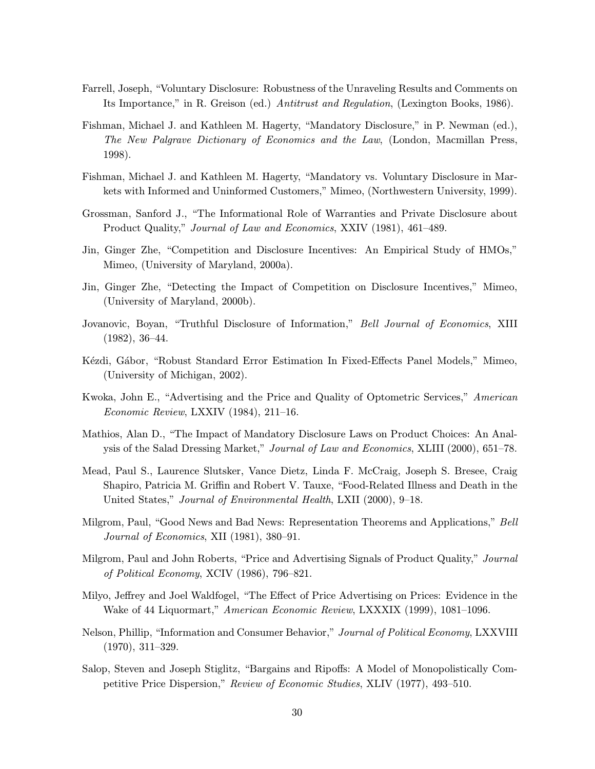Farrell, Joseph, "Voluntary Disclosure: Robustness of the Unraveling Results and Comments on Its Importance," in R. Greison (ed.) *Antitrust and Regulation*, (Lexington Books, 1986).

Fishman, Michael J. and Kathleen M. Hagerty, "Mandatory Disclosure," in P. Newman (ed.), *The New Palgrave Dictionary of Economics and the Law*, (London, Macmillan Press, 1998).

Fishman, Michael J. and Kathleen M. Hagerty, "Mandatory vs. Voluntary Disclosure in Markets with Informed and Uninformed Customers," Mimeo, (Northwestern University, 1999).

Grossman, Sanford J., "The Informational Role of Warranties and Private Disclosure about Product Quality," *Journal of Law and Economics*, XXIV (1981), 461–489.

Jin, Ginger Zhe, "Competition and Disclosure Incentives: An Empirical Study of HMOs," Mimeo, (University of Maryland, 2000a).

Jin, Ginger Zhe, "Detecting the Impact of Competition on Disclosure Incentives," Mimeo, (University of Maryland, 2000b).

Jovanovic, Boyan, "Truthful Disclosure of Information," *Bell Journal of Economics*, XIII (1982), 36–44.

Kézdi, Gábor, "Robust Standard Error Estimation In Fixed-Effects Panel Models," Mimeo, (University of Michigan, 2002).

Kwoka, John E., "Advertising and the Price and Quality of Optometric Services," *American Economic Review*, LXXIV (1984), 211–16.

Mathios, Alan D., "The Impact of Mandatory Disclosure Laws on Product Choices: An Analysis of the Salad Dressing Market," *Journal of Law and Economics*, XLIII (2000), 651–78.

Mead, Paul S., Laurence Slutsker, Vance Dietz, Linda F. McCraig, Joseph S. Bresee, Craig Shapiro, Patricia M. Griffin and Robert V. Tauxe, "Food-Related Illness and Death in the United States," *Journal of Environmental Health*, LXII (2000), 9–18.

Milgrom, Paul, "Good News and Bad News: Representation Theorems and Applications," *Bell Journal of Economics*, XII (1981), 380–91.

Milgrom, Paul and John Roberts, "Price and Advertising Signals of Product Quality," *Journal of Political Economy*, XCIV (1986), 796–821.

Milyo, Jeffrey and Joel Waldfogel, "The Effect of Price Advertising on Prices: Evidence in the Wake of 44 Liquormart," *American Economic Review*, LXXXIX (1999), 1081–1096.

Nelson, Phillip, "Information and Consumer Behavior," *Journal of Political Economy*, LXXVIII (1970), 311–329.

Salop, Steven and Joseph Stiglitz, "Bargains and Ripoffs: A Model of Monopolistically Competitive Price Dispersion," *Review of Economic Studies*, XLIV (1977), 493–510.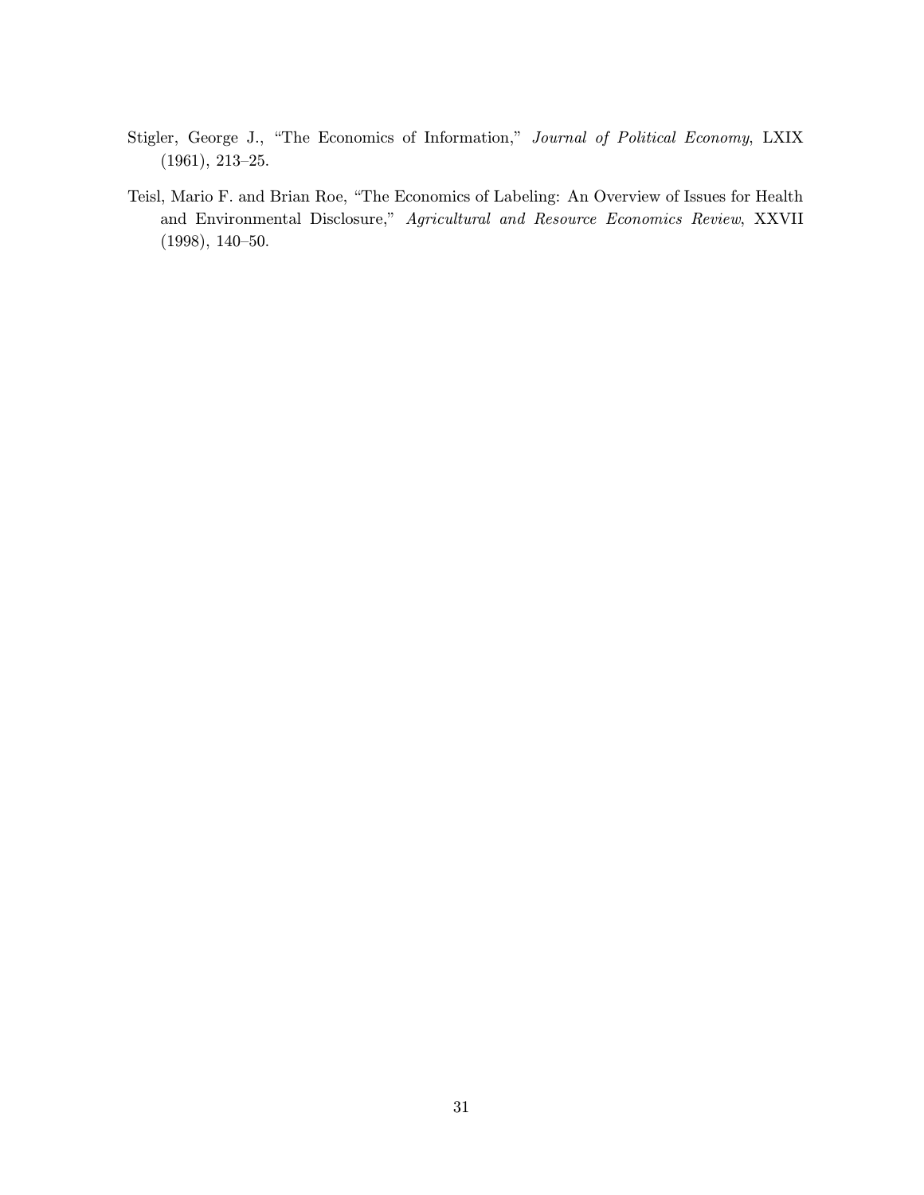Stigler, George J., "The Economics of Information," *Journal of Political Economy*, LXIX (1961), 213–25.

Teisl, Mario F. and Brian Roe, "The Economics of Labeling: An Overview of Issues for Health and Environmental Disclosure," *Agricultural and Resource Economics Review*, XXVII (1998), 140–50.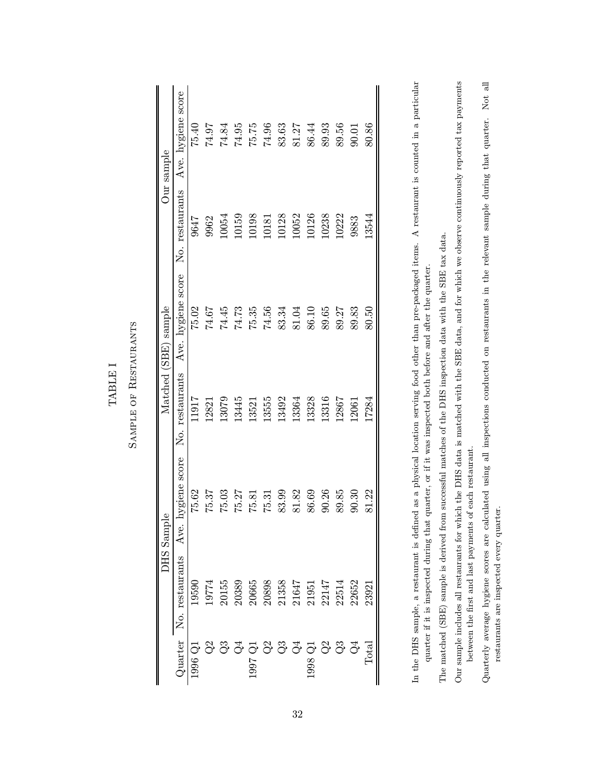# TABLE I

## Sample of Restaurants

| Quarter | DHS Sample | | Matched (SBE) sample | | Our sample | |
|---|---|---|---|---|---|---|
| | No. restaurants | Ave. hygiene score | No. restaurants | Ave. hygiene score | No. restaurants | Ave. hygiene score |
| 1996 Q1 | 19590 | 75.62 | 11917 | 75.02 | 9647 | 75.40 |
| Q2 | 19774 | 75.37 | 12821 | 74.67 | 9962 | 74.97 |
| Q3 | 20155 | 75.03 | 13079 | 74.45 | 10054 | 74.84 |
| Q4 | 20389 | 75.27 | 13445 | 74.73 | 10159 | 74.95 |
| 1997 Q1 | 20665 | 75.81 | 13521 | 75.35 | 10198 | 75.75 |
| Q2 | 20898 | 75.31 | 13555 | 74.56 | 10181 | 74.96 |
| Q3 | 21358 | 83.99 | 13492 | 83.34 | 10128 | 83.63 |
| Q4 | 21647 | 81.82 | 13364 | 81.04 | 10052 | 81.27 |
| 1998 Q1 | 21951 | 86.69 | 13328 | 86.10 | 10126 | 86.44 |
| Q2 | 22147 | 90.26 | 13316 | 89.65 | 10238 | 89.93 |
| Q3 | 22514 | 89.85 | 12867 | 89.27 | 10222 | 89.56 |
| Q4 | 22652 | 90.30 | 12061 | 89.83 | 9883 | 90.01 |
| Total | 23921 | 81.22 | 17284 | 80.50 | 13544 | 80.86 |

In the DHS sample, a restaurant is defined as a physical location serving food other than pre-packaged items. A restaurant is counted in a particular quarter if it is inspected during that quarter, or if it was inspected both before and after the quarter.

The matched (SBE) sample is derived from successful matches of the DHS inspection data with the SBE tax data.

Our sample includes all restaurants for which the DHS data is matched with the SBE data, and for which we observe continuously reported tax payments between the first and last payments of each restaurant.

Quarterly average hygiene scores are calculated using all inspections conducted on restaurants in the relevant sample during that quarter. Not all restaurants are inspected every quarter.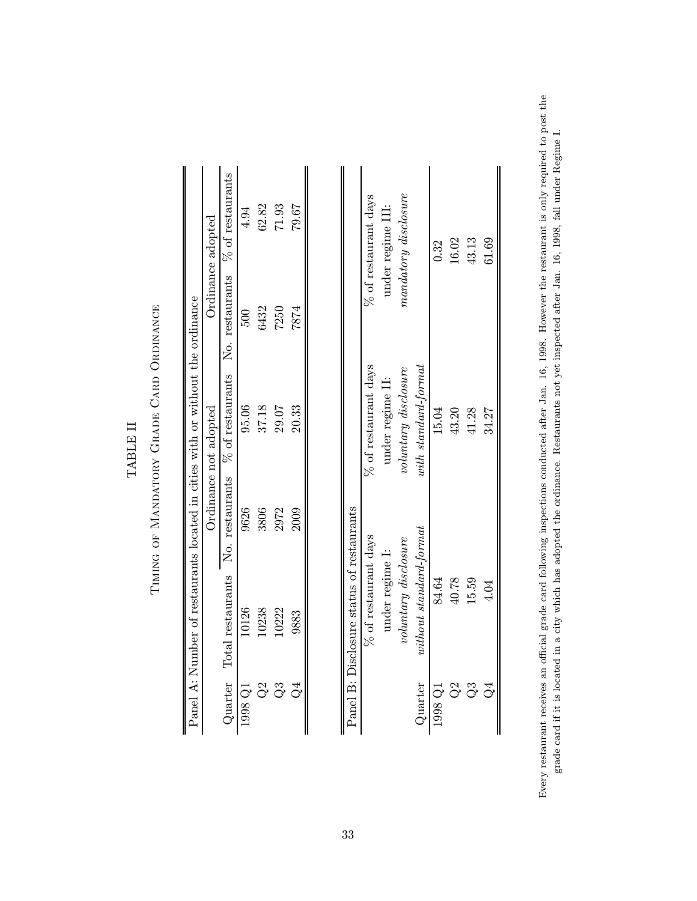# TABLE II

## Timing of Mandatory Grade Card Ordinance

Panel A: Number of restaurants located in cities with or without the ordinance

| Quarter | Total restaurants | Ordinance not adopted | | Ordinance adopted | |
|---|---|---|---|---|---|
| | | No. restaurants | % of restaurants | No. restaurants | % of restaurants |
| 1998 Q1 | 10126 | 9626 | 95.06 | 500 | 4.94 |
| Q2 | 10238 | 3806 | 37.18 | 6432 | 62.82 |
| Q3 | 10222 | 2972 | 29.07 | 7250 | 71.93 |
| Q4 | 9883 | 2009 | 20.33 | 7874 | 79.67 |

Panel B: Disclosure status of restaurants

| Quarter | % of restaurant days under regime I: *voluntary disclosure without standard-format* | % of restaurant days under regime II: *voluntary disclosure with standard-format* | % of restaurant days under regime III: *mandatory disclosure* |
|---|---|---|---|
| 1998 Q1 | 84.64 | 15.04 | 0.32 |
| Q2 | 40.78 | 43.20 | 16.02 |
| Q3 | 15.59 | 41.28 | 43.13 |
| Q4 | 4.04 | 34.27 | 61.69 |

Every restaurant receives an official grade card following inspections conducted after Jan. 16, 1998. However the restaurant is only required to post the grade card if it is located in a city which has adopted the ordinance. Restaurants not yet inspected after Jan. 16, 1998, fall under Regime I.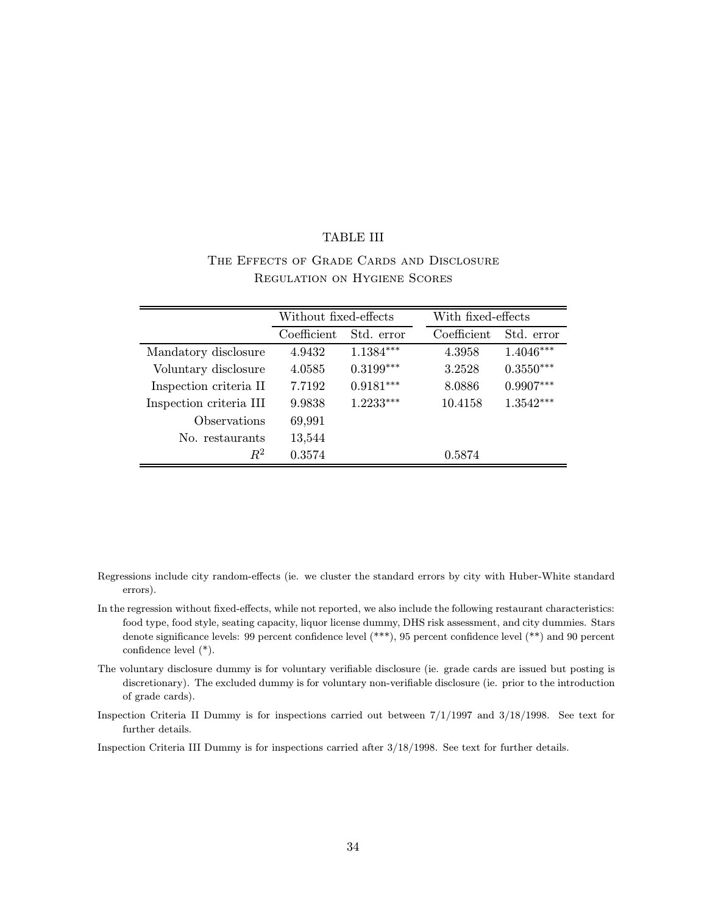TABLE III

The Effects of Grade Cards and Disclosure Regulation on Hygiene Scores

| | Without fixed-effects | | With fixed-effects | |
|---|---|---|---|---|
| | Coefficient | Std. error | Coefficient | Std. error |
| Mandatory disclosure | 4.9432 | 1.1384*** | 4.3958 | 1.4046*** |
| Voluntary disclosure | 4.0585 | 0.3199*** | 3.2528 | 0.3550*** |
| Inspection criteria II | 7.7192 | 0.9181*** | 8.0886 | 0.9907*** |
| Inspection criteria III | 9.9838 | 1.2233*** | 10.4158 | 1.3542*** |
| Observations | 69,991 | | | |
| No. restaurants | 13,544 | | | |
| $R^2$ | 0.3574 | | 0.5874 | |

Regressions include city random-effects (ie. we cluster the standard errors by city with Huber-White standard errors).

In the regression without fixed-effects, while not reported, we also include the following restaurant characteristics: food type, food style, seating capacity, liquor license dummy, DHS risk assessment, and city dummies. Stars denote significance levels: 99 percent confidence level (***), 95 percent confidence level (**) and 90 percent confidence level (*).

The voluntary disclosure dummy is for voluntary verifiable disclosure (ie. grade cards are issued but posting is discretionary). The excluded dummy is for voluntary non-verifiable disclosure (ie. prior to the introduction of grade cards).

Inspection Criteria II Dummy is for inspections carried out between 7/1/1997 and 3/18/1998. See text for further details.

Inspection Criteria III Dummy is for inspections carried after 3/18/1998. See text for further details.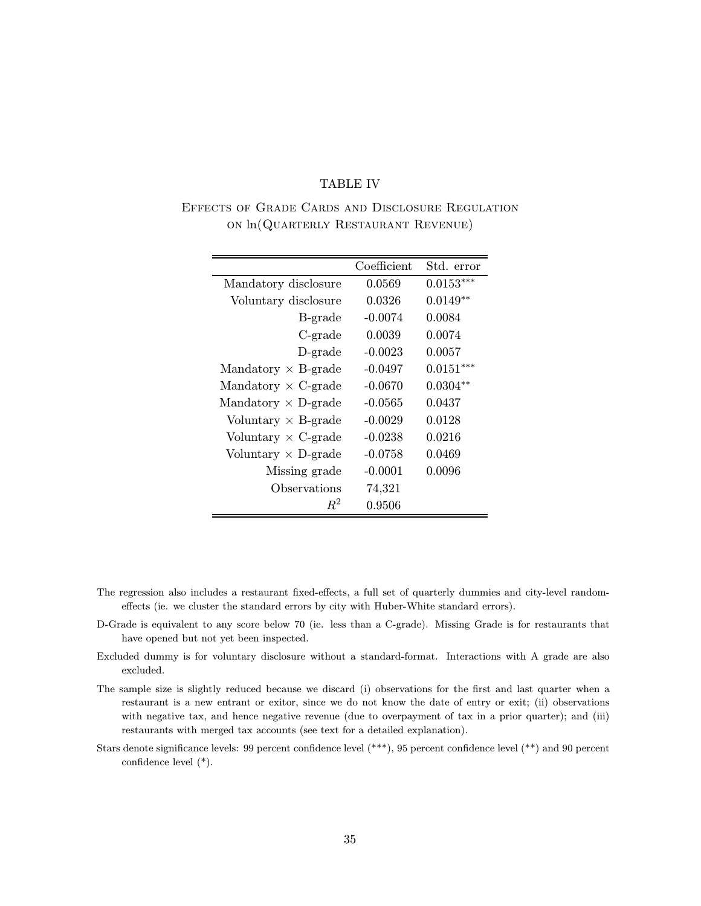TABLE IV

EFFECTS OF GRADE CARDS AND DISCLOSURE REGULATION ON ln(QUARTERLY RESTAURANT REVENUE)

| | Coefficient | Std. error |
|---|---|---|
| Mandatory disclosure | 0.0569 | 0.0153*** |
| Voluntary disclosure | 0.0326 | 0.0149** |
| B-grade | -0.0074 | 0.0084 |
| C-grade | 0.0039 | 0.0074 |
| D-grade | -0.0023 | 0.0057 |
| Mandatory × B-grade | -0.0497 | 0.0151*** |
| Mandatory × C-grade | -0.0670 | 0.0304** |
| Mandatory × D-grade | -0.0565 | 0.0437 |
| Voluntary × B-grade | -0.0029 | 0.0128 |
| Voluntary × C-grade | -0.0238 | 0.0216 |
| Voluntary × D-grade | -0.0758 | 0.0469 |
| Missing grade | -0.0001 | 0.0096 |
| Observations | 74,321 | |
| $R^2$ | 0.9506 | |

The regression also includes a restaurant fixed-effects, a full set of quarterly dummies and city-level random-effects (ie. we cluster the standard errors by city with Huber-White standard errors).

D-Grade is equivalent to any score below 70 (ie. less than a C-grade). Missing Grade is for restaurants that have opened but not yet been inspected.

Excluded dummy is for voluntary disclosure without a standard-format. Interactions with A grade are also excluded.

The sample size is slightly reduced because we discard (i) observations for the first and last quarter when a restaurant is a new entrant or exitor, since we do not know the date of entry or exit; (ii) observations with negative tax, and hence negative revenue (due to overpayment of tax in a prior quarter); and (iii) restaurants with merged tax accounts (see text for a detailed explanation).

Stars denote significance levels: 99 percent confidence level (***), 95 percent confidence level (**) and 90 percent confidence level (*).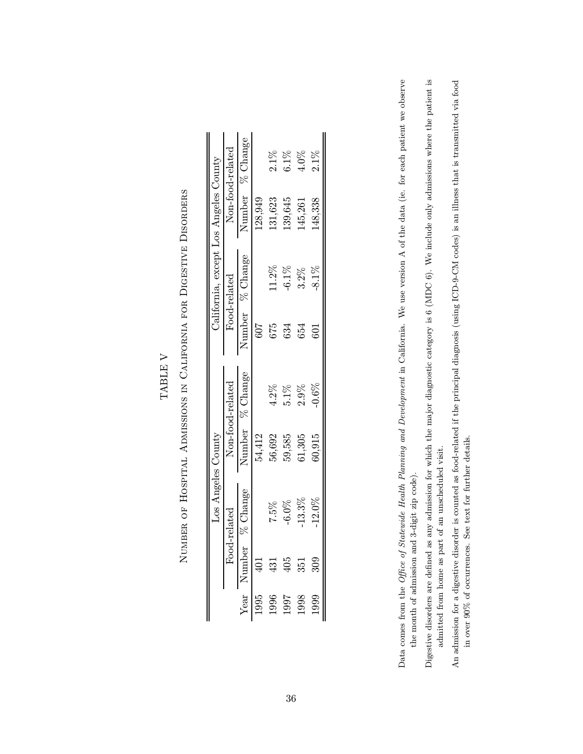# TABLE V

## Number of Hospital Admissions in California for Digestive Disorders

| | Los Angeles County | | | | California, except Los Angeles County | | | |
|---|---|---|---|---|---|---|---|---|
| | Food-related | | Non-food-related | | Food-related | | Non-food-related | |
| Year | Number | % Change | Number | % Change | Number | % Change | Number | % Change |
| 1995 | 401 | | 54,412 | | 607 | | 128,949 | |
| 1996 | 431 | 7.5% | 56,692 | 4.2% | 675 | 11.2% | 131,623 | 2.1% |
| 1997 | 405 | -6.0% | 59,585 | 5.1% | 634 | -6.1% | 139,645 | 6.1% |
| 1998 | 351 | -13.3% | 61,305 | 2.9% | 654 | 3.2% | 145,261 | 4.0% |
| 1999 | 309 | -12.0% | 60,915 | -0.6% | 601 | -8.1% | 148,338 | 2.1% |

Data comes from the *Office of Statewide Health Planning and Development* in California. We use version A of the data (ie. for each patient we observe the month of admission and 3-digit zip code).

Digestive disorders are defined as any admission for which the major diagnostic category is 6 (MDC 6). We include only admissions where the patient is admitted from home as part of an unscheduled visit.

An admission for a digestive disorder is counted as food-related if the principal diagnosis (using ICD-9-CM codes) is an illness that is transmitted via food in over 90% of occurrences. See text for further details.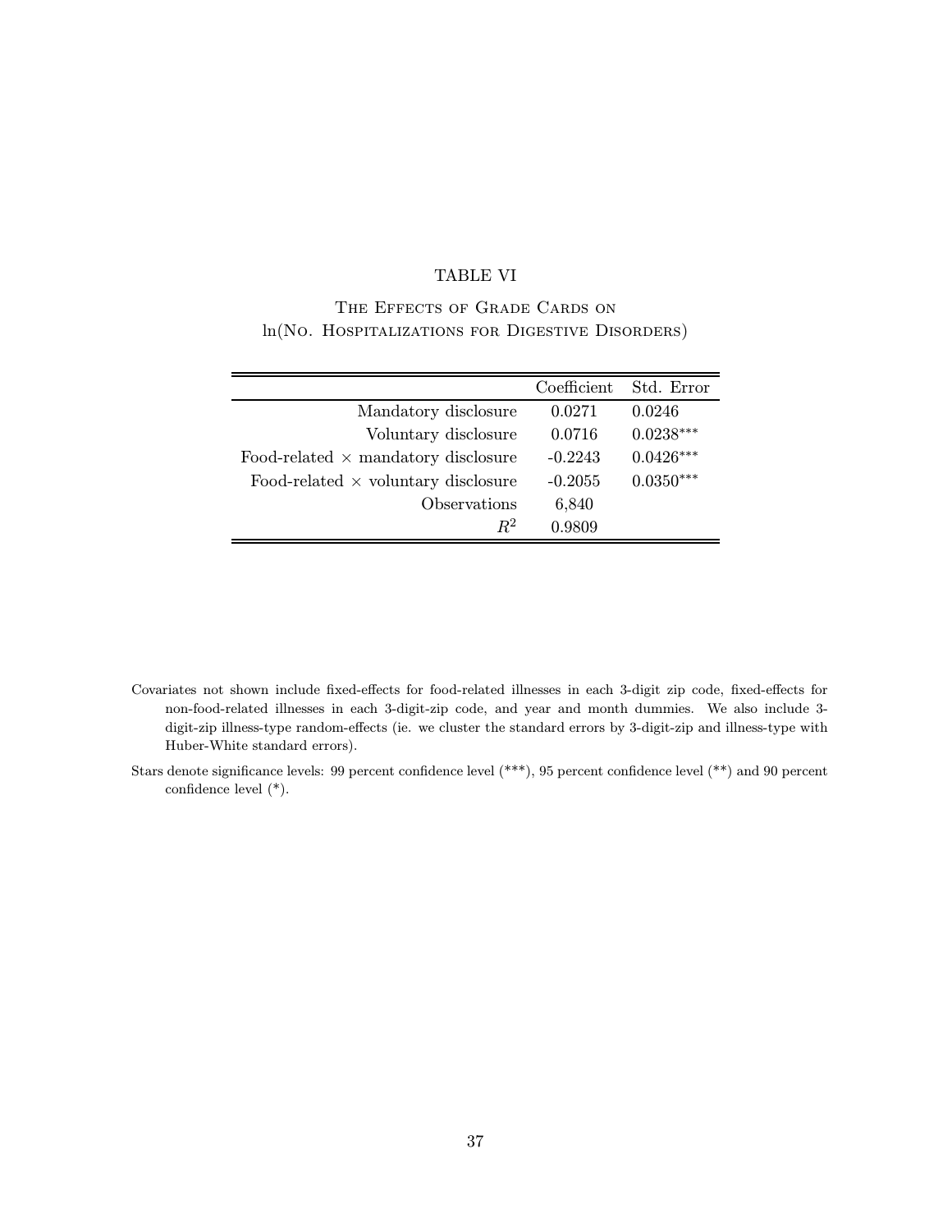TABLE VI

THE EFFECTS OF GRADE CARDS ON ln(NO. HOSPITALIZATIONS FOR DIGESTIVE DISORDERS)

| | Coefficient | Std. Error |
|---|---|---|
| Mandatory disclosure | 0.0271 | 0.0246 |
| Voluntary disclosure | 0.0716 | 0.0238*** |
| Food-related × mandatory disclosure | -0.2243 | 0.0426*** |
| Food-related × voluntary disclosure | -0.2055 | 0.0350*** |
| Observations | 6,840 | |
| $R^2$ | 0.9809 | |

Covariates not shown include fixed-effects for food-related illnesses in each 3-digit zip code, fixed-effects for non-food-related illnesses in each 3-digit-zip code, and year and month dummies. We also include 3-digit-zip illness-type random-effects (ie. we cluster the standard errors by 3-digit-zip and illness-type with Huber-White standard errors).

Stars denote significance levels: 99 percent confidence level (***), 95 percent confidence level (**) and 90 percent confidence level (*).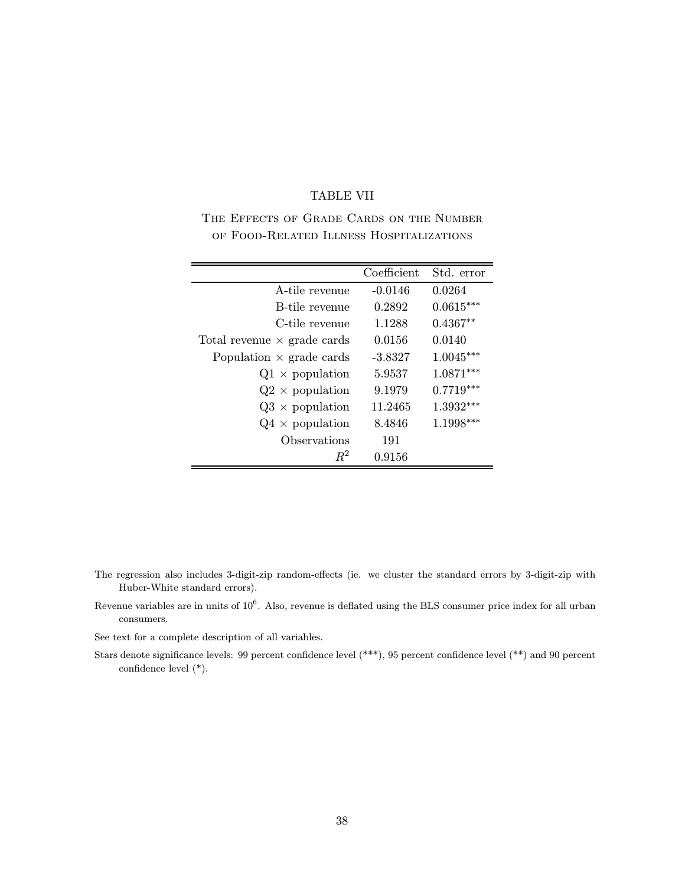## TABLE VII

The Effects of Grade Cards on the Number of Food-Related Illness Hospitalizations

| | Coefficient | Std. error |
|---|---|---|
| A-tile revenue | -0.0146 | 0.0264 |
| B-tile revenue | 0.2892 | 0.0615*** |
| C-tile revenue | 1.1288 | 0.4367** |
| Total revenue × grade cards | 0.0156 | 0.0140 |
| Population × grade cards | -3.8327 | 1.0045*** |
| Q1 × population | 5.9537 | 1.0871*** |
| Q2 × population | 9.1979 | 0.7719*** |
| Q3 × population | 11.2465 | 1.3932*** |
| Q4 × population | 8.4846 | 1.1998*** |
| Observations | 191 | |
| $R^2$ | 0.9156 | |

The regression also includes 3-digit-zip random-effects (ie. we cluster the standard errors by 3-digit-zip with Huber-White standard errors).

Revenue variables are in units of $10^6$. Also, revenue is deflated using the BLS consumer price index for all urban consumers.

See text for a complete description of all variables.

Stars denote significance levels: 99 percent confidence level (***), 95 percent confidence level (**) and 90 percent confidence level (*).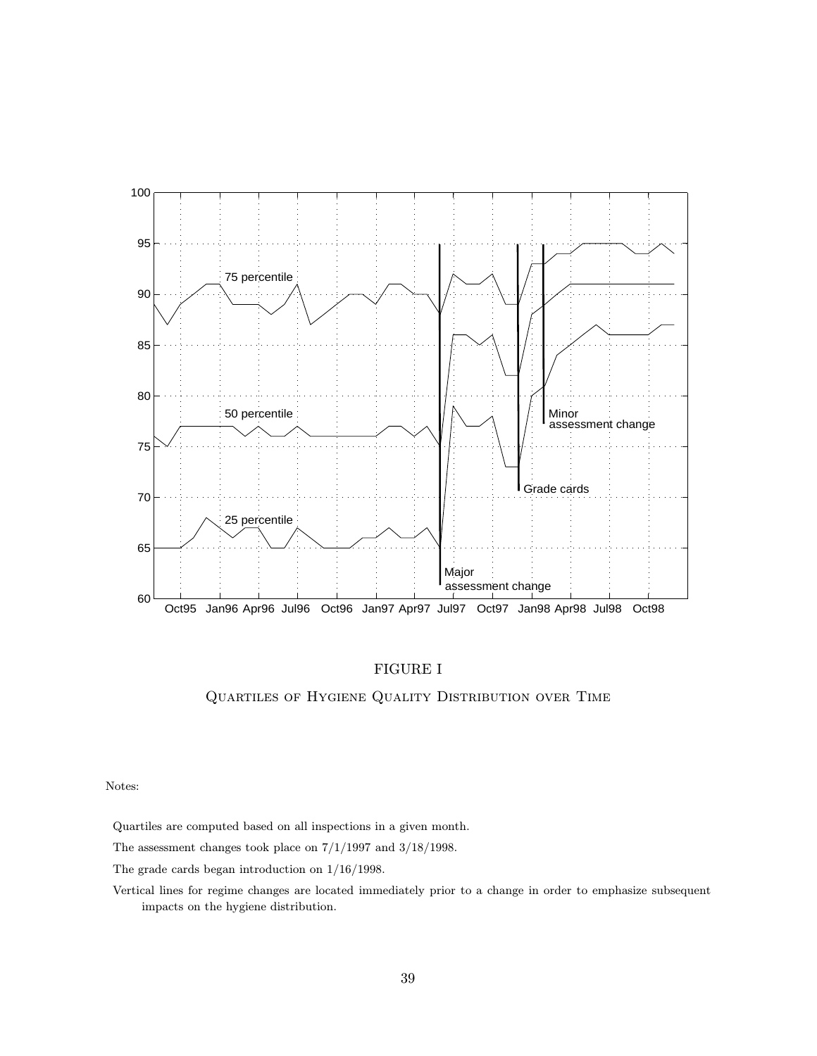FIGURE I

Quartiles of Hygiene Quality Distribution over Time

Notes:

Quartiles are computed based on all inspections in a given month.

The assessment changes took place on 7/1/1997 and 3/18/1998.

The grade cards began introduction on 1/16/1998.

Vertical lines for regime changes are located immediately prior to a change in order to emphasize subsequent impacts on the hygiene distribution.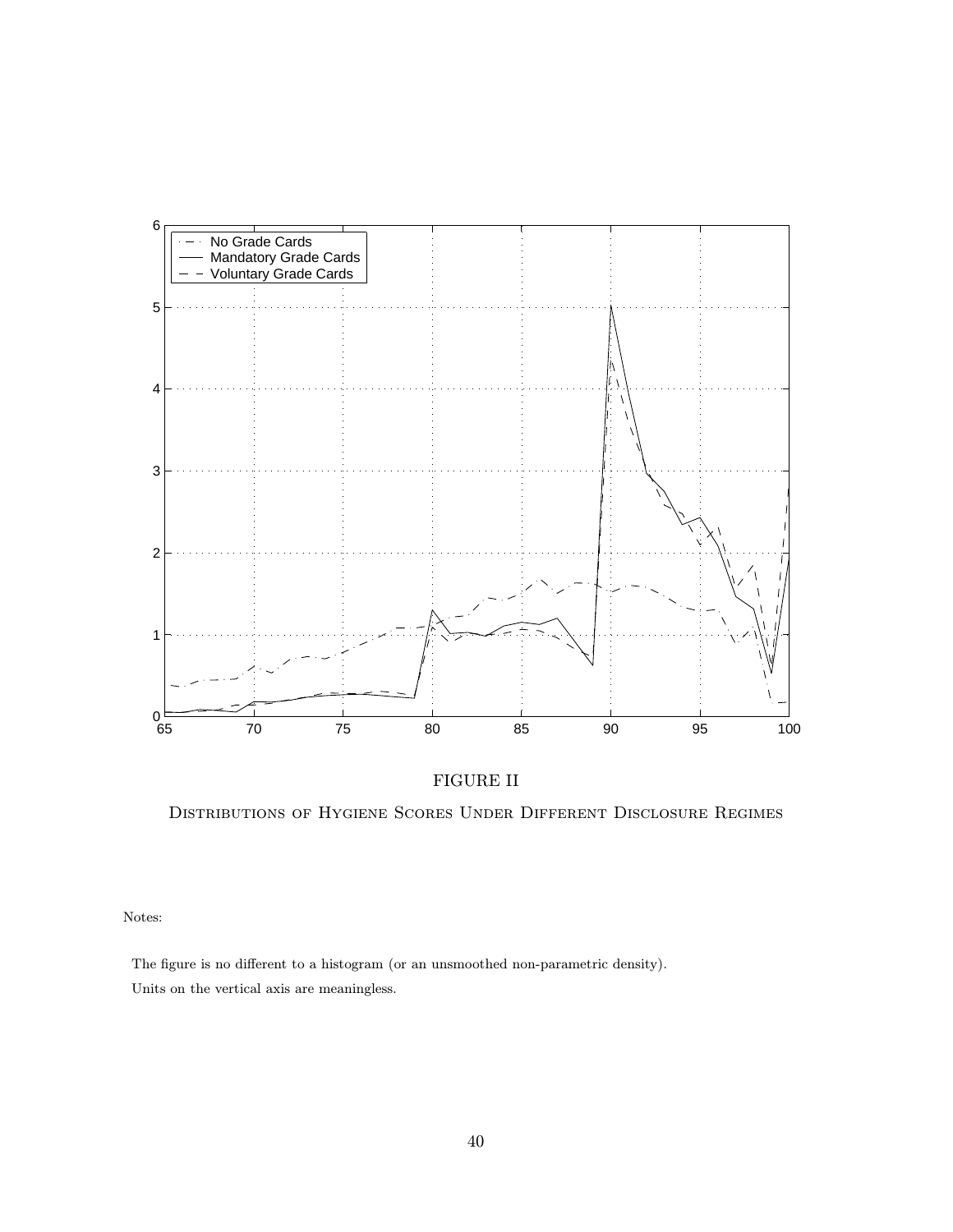No Grade Cards
Mandatory Grade Cards
Voluntary Grade Cards

0
1
2
3
4
5
6

65
70
75
80
85
90
95
100

FIGURE II

Distributions of Hygiene Scores Under Different Disclosure Regimes

Notes:

The figure is no different to a histogram (or an unsmoothed non-parametric density).

Units on the vertical axis are meaningless.